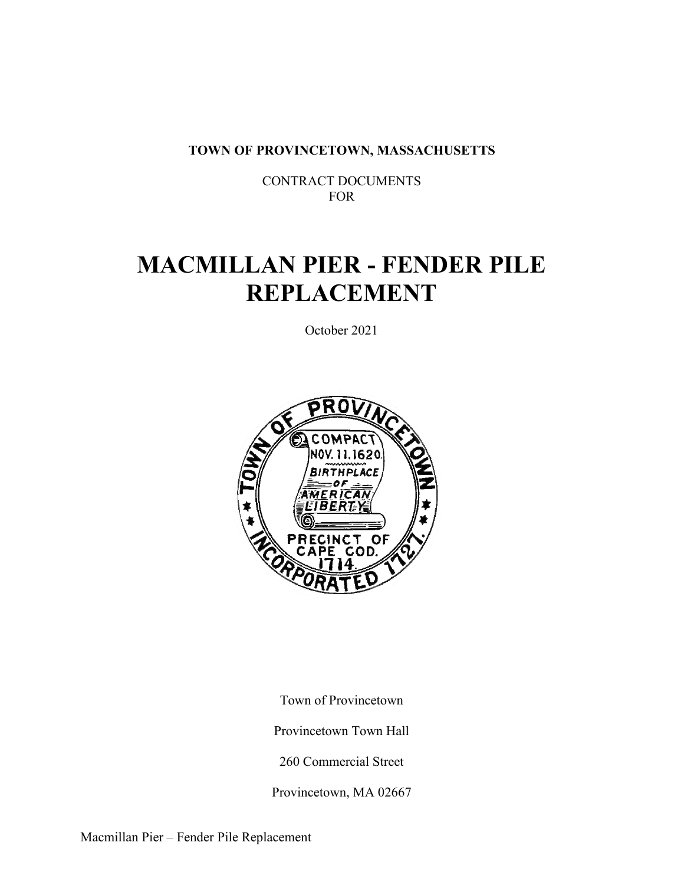**TOWN OF PROVINCETOWN, MASSACHUSETTS**

CONTRACT DOCUMENTS
FOR

# MACMILLAN PIER - FENDER PILE REPLACEMENT

October 2021

Town of Provincetown

Provincetown Town Hall

260 Commercial Street

Provincetown, MA 02667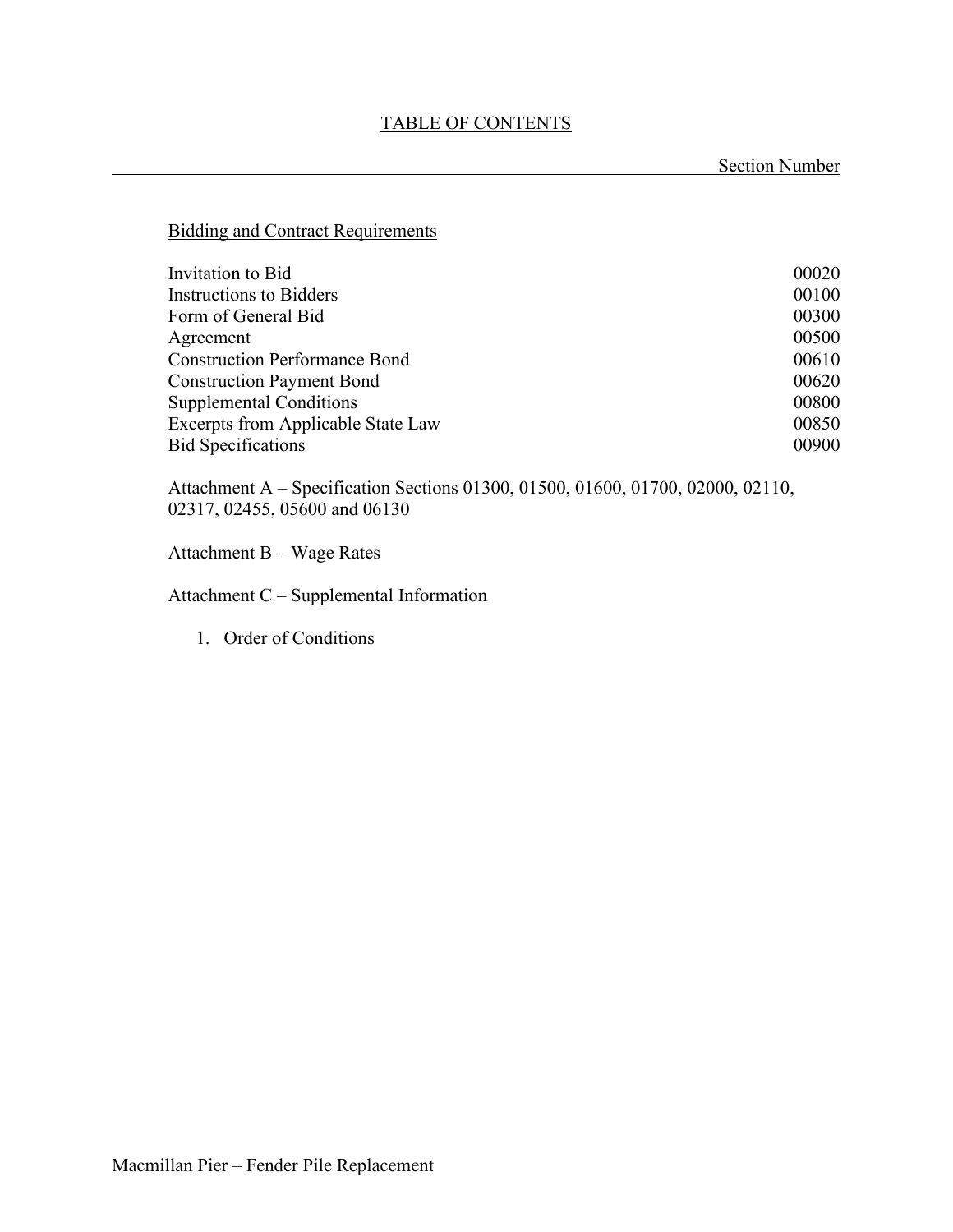# TABLE OF CONTENTS

| | Section Number |
|---|---|
| **Bidding and Contract Requirements** | |
| Invitation to Bid | 00020 |
| Instructions to Bidders | 00100 |
| Form of General Bid | 00300 |
| Agreement | 00500 |
| Construction Performance Bond | 00610 |
| Construction Payment Bond | 00620 |
| Supplemental Conditions | 00800 |
| Excerpts from Applicable State Law | 00850 |
| Bid Specifications | 00900 |

Attachment A – Specification Sections 01300, 01500, 01600, 01700, 02000, 02110, 02317, 02455, 05600 and 06130

Attachment B – Wage Rates

Attachment C – Supplemental Information

1. Order of Conditions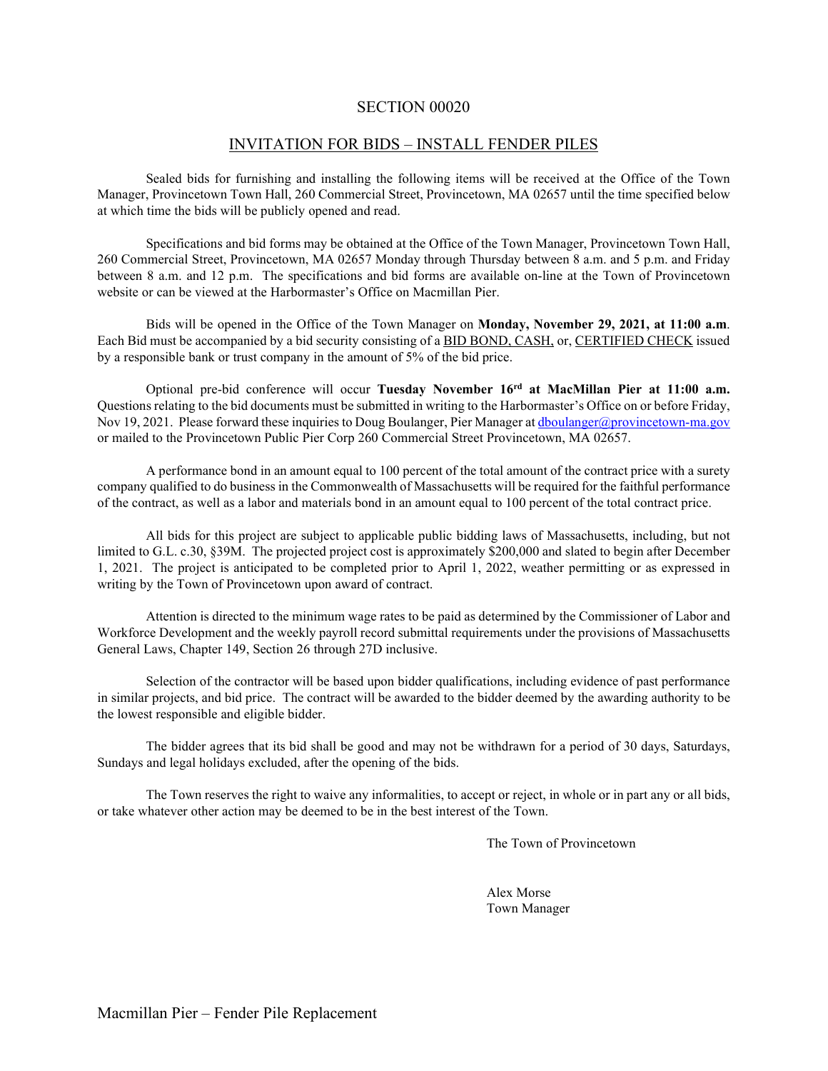# SECTION 00020

## INVITATION FOR BIDS – INSTALL FENDER PILES

Sealed bids for furnishing and installing the following items will be received at the Office of the Town Manager, Provincetown Town Hall, 260 Commercial Street, Provincetown, MA 02657 until the time specified below at which time the bids will be publicly opened and read.

Specifications and bid forms may be obtained at the Office of the Town Manager, Provincetown Town Hall, 260 Commercial Street, Provincetown, MA 02657 Monday through Thursday between 8 a.m. and 5 p.m. and Friday between 8 a.m. and 12 p.m. The specifications and bid forms are available on-line at the Town of Provincetown website or can be viewed at the Harbormaster's Office on Macmillan Pier.

Bids will be opened in the Office of the Town Manager on **Monday, November 29, 2021, at 11:00 a.m**. Each Bid must be accompanied by a bid security consisting of a BID BOND, CASH, or, CERTIFIED CHECK issued by a responsible bank or trust company in the amount of 5% of the bid price.

Optional pre-bid conference will occur **Tuesday November 16rd at MacMillan Pier at 11:00 a.m.** Questions relating to the bid documents must be submitted in writing to the Harbormaster's Office on or before Friday, Nov 19, 2021. Please forward these inquiries to Doug Boulanger, Pier Manager at dboulanger@provincetown-ma.gov or mailed to the Provincetown Public Pier Corp 260 Commercial Street Provincetown, MA 02657.

A performance bond in an amount equal to 100 percent of the total amount of the contract price with a surety company qualified to do business in the Commonwealth of Massachusetts will be required for the faithful performance of the contract, as well as a labor and materials bond in an amount equal to 100 percent of the total contract price.

All bids for this project are subject to applicable public bidding laws of Massachusetts, including, but not limited to G.L. c.30, §39M. The projected project cost is approximately $200,000 and slated to begin after December 1, 2021. The project is anticipated to be completed prior to April 1, 2022, weather permitting or as expressed in writing by the Town of Provincetown upon award of contract.

Attention is directed to the minimum wage rates to be paid as determined by the Commissioner of Labor and Workforce Development and the weekly payroll record submittal requirements under the provisions of Massachusetts General Laws, Chapter 149, Section 26 through 27D inclusive.

Selection of the contractor will be based upon bidder qualifications, including evidence of past performance in similar projects, and bid price. The contract will be awarded to the bidder deemed by the awarding authority to be the lowest responsible and eligible bidder.

The bidder agrees that its bid shall be good and may not be withdrawn for a period of 30 days, Saturdays, Sundays and legal holidays excluded, after the opening of the bids.

The Town reserves the right to waive any informalities, to accept or reject, in whole or in part any or all bids, or take whatever other action may be deemed to be in the best interest of the Town.

The Town of Provincetown

Alex Morse
Town Manager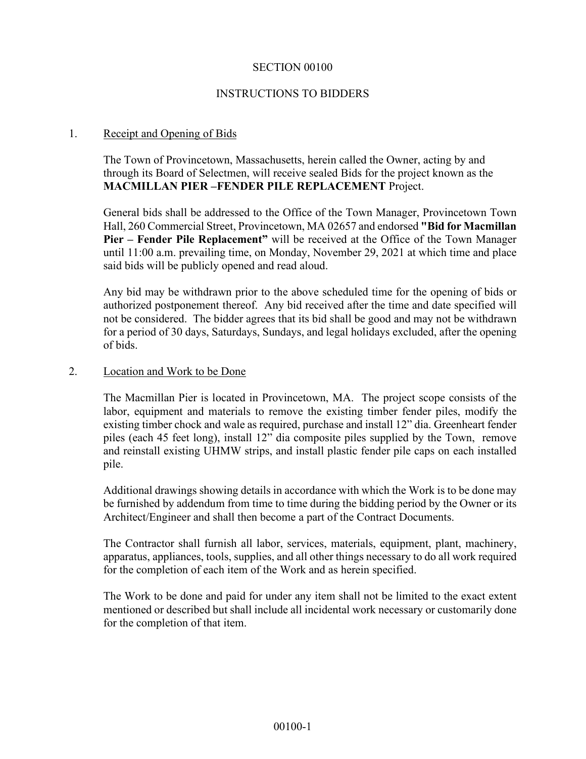# SECTION 00100

## INSTRUCTIONS TO BIDDERS

1. Receipt and Opening of Bids

The Town of Provincetown, Massachusetts, herein called the Owner, acting by and through its Board of Selectmen, will receive sealed Bids for the project known as the **MACMILLAN PIER –FENDER PILE REPLACEMENT** Project.

General bids shall be addressed to the Office of the Town Manager, Provincetown Town Hall, 260 Commercial Street, Provincetown, MA 02657 and endorsed **"Bid for Macmillan Pier – Fender Pile Replacement"** will be received at the Office of the Town Manager until 11:00 a.m. prevailing time, on Monday, November 29, 2021 at which time and place said bids will be publicly opened and read aloud.

Any bid may be withdrawn prior to the above scheduled time for the opening of bids or authorized postponement thereof. Any bid received after the time and date specified will not be considered. The bidder agrees that its bid shall be good and may not be withdrawn for a period of 30 days, Saturdays, Sundays, and legal holidays excluded, after the opening of bids.

2. Location and Work to be Done

The Macmillan Pier is located in Provincetown, MA. The project scope consists of the labor, equipment and materials to remove the existing timber fender piles, modify the existing timber chock and wale as required, purchase and install 12" dia. Greenheart fender piles (each 45 feet long), install 12" dia composite piles supplied by the Town, remove and reinstall existing UHMW strips, and install plastic fender pile caps on each installed pile.

Additional drawings showing details in accordance with which the Work is to be done may be furnished by addendum from time to time during the bidding period by the Owner or its Architect/Engineer and shall then become a part of the Contract Documents.

The Contractor shall furnish all labor, services, materials, equipment, plant, machinery, apparatus, appliances, tools, supplies, and all other things necessary to do all work required for the completion of each item of the Work and as herein specified.

The Work to be done and paid for under any item shall not be limited to the exact extent mentioned or described but shall include all incidental work necessary or customarily done for the completion of that item.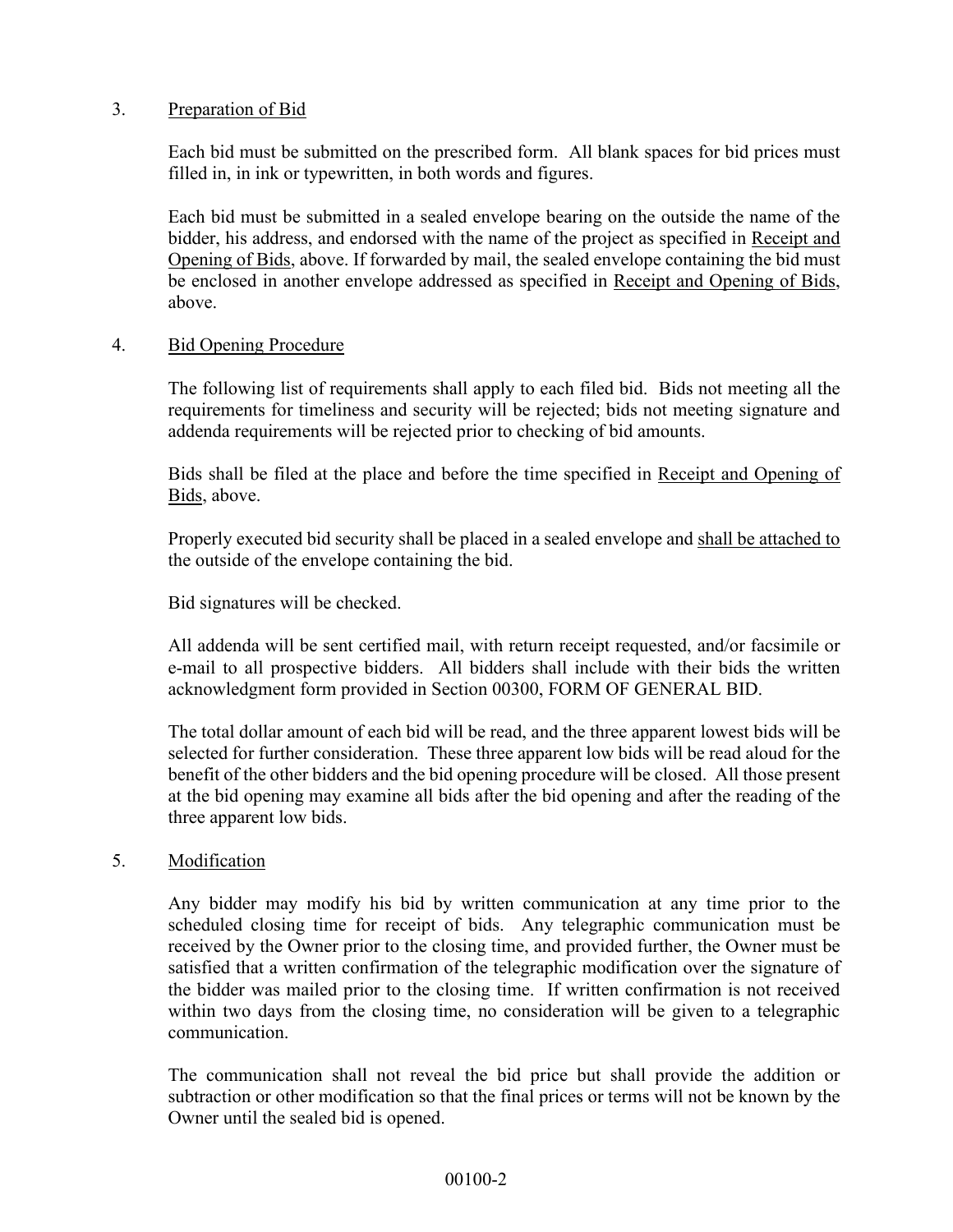3. Preparation of Bid

Each bid must be submitted on the prescribed form. All blank spaces for bid prices must filled in, in ink or typewritten, in both words and figures.

Each bid must be submitted in a sealed envelope bearing on the outside the name of the bidder, his address, and endorsed with the name of the project as specified in Receipt and Opening of Bids, above. If forwarded by mail, the sealed envelope containing the bid must be enclosed in another envelope addressed as specified in Receipt and Opening of Bids, above.

4. Bid Opening Procedure

The following list of requirements shall apply to each filed bid. Bids not meeting all the requirements for timeliness and security will be rejected; bids not meeting signature and addenda requirements will be rejected prior to checking of bid amounts.

Bids shall be filed at the place and before the time specified in Receipt and Opening of Bids, above.

Properly executed bid security shall be placed in a sealed envelope and shall be attached to the outside of the envelope containing the bid.

Bid signatures will be checked.

All addenda will be sent certified mail, with return receipt requested, and/or facsimile or e-mail to all prospective bidders. All bidders shall include with their bids the written acknowledgment form provided in Section 00300, FORM OF GENERAL BID.

The total dollar amount of each bid will be read, and the three apparent lowest bids will be selected for further consideration. These three apparent low bids will be read aloud for the benefit of the other bidders and the bid opening procedure will be closed. All those present at the bid opening may examine all bids after the bid opening and after the reading of the three apparent low bids.

5. Modification

Any bidder may modify his bid by written communication at any time prior to the scheduled closing time for receipt of bids. Any telegraphic communication must be received by the Owner prior to the closing time, and provided further, the Owner must be satisfied that a written confirmation of the telegraphic modification over the signature of the bidder was mailed prior to the closing time. If written confirmation is not received within two days from the closing time, no consideration will be given to a telegraphic communication.

The communication shall not reveal the bid price but shall provide the addition or subtraction or other modification so that the final prices or terms will not be known by the Owner until the sealed bid is opened.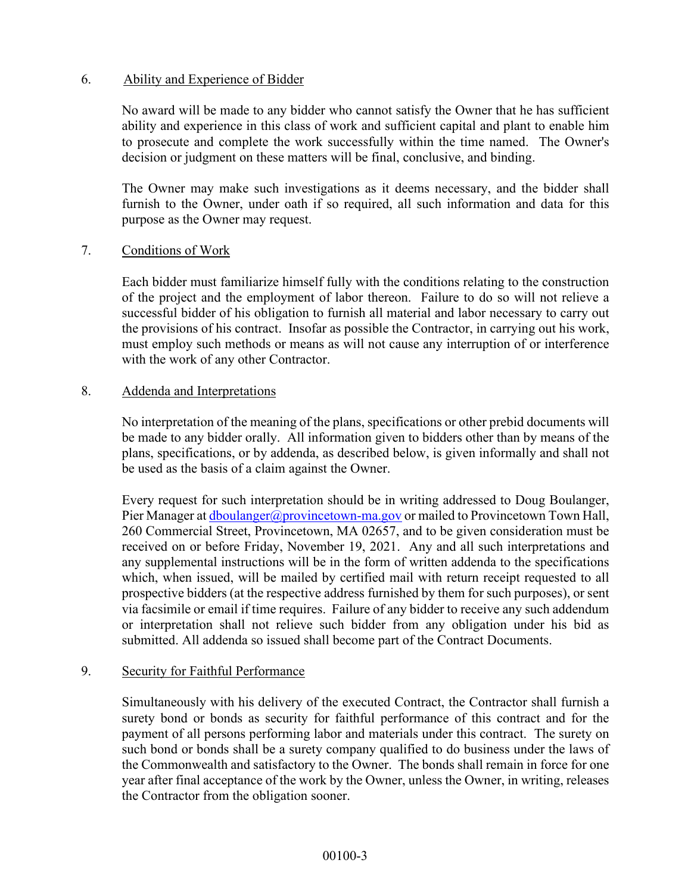6. <u>Ability and Experience of Bidder</u>

No award will be made to any bidder who cannot satisfy the Owner that he has sufficient ability and experience in this class of work and sufficient capital and plant to enable him to prosecute and complete the work successfully within the time named. The Owner's decision or judgment on these matters will be final, conclusive, and binding.

The Owner may make such investigations as it deems necessary, and the bidder shall furnish to the Owner, under oath if so required, all such information and data for this purpose as the Owner may request.

7. <u>Conditions of Work</u>

Each bidder must familiarize himself fully with the conditions relating to the construction of the project and the employment of labor thereon. Failure to do so will not relieve a successful bidder of his obligation to furnish all material and labor necessary to carry out the provisions of his contract. Insofar as possible the Contractor, in carrying out his work, must employ such methods or means as will not cause any interruption of or interference with the work of any other Contractor.

8. <u>Addenda and Interpretations</u>

No interpretation of the meaning of the plans, specifications or other prebid documents will be made to any bidder orally. All information given to bidders other than by means of the plans, specifications, or by addenda, as described below, is given informally and shall not be used as the basis of a claim against the Owner.

Every request for such interpretation should be in writing addressed to Doug Boulanger, Pier Manager at dboulanger@provincetown-ma.gov or mailed to Provincetown Town Hall, 260 Commercial Street, Provincetown, MA 02657, and to be given consideration must be received on or before Friday, November 19, 2021. Any and all such interpretations and any supplemental instructions will be in the form of written addenda to the specifications which, when issued, will be mailed by certified mail with return receipt requested to all prospective bidders (at the respective address furnished by them for such purposes), or sent via facsimile or email if time requires. Failure of any bidder to receive any such addendum or interpretation shall not relieve such bidder from any obligation under his bid as submitted. All addenda so issued shall become part of the Contract Documents.

9. <u>Security for Faithful Performance</u>

Simultaneously with his delivery of the executed Contract, the Contractor shall furnish a surety bond or bonds as security for faithful performance of this contract and for the payment of all persons performing labor and materials under this contract. The surety on such bond or bonds shall be a surety company qualified to do business under the laws of the Commonwealth and satisfactory to the Owner. The bonds shall remain in force for one year after final acceptance of the work by the Owner, unless the Owner, in writing, releases the Contractor from the obligation sooner.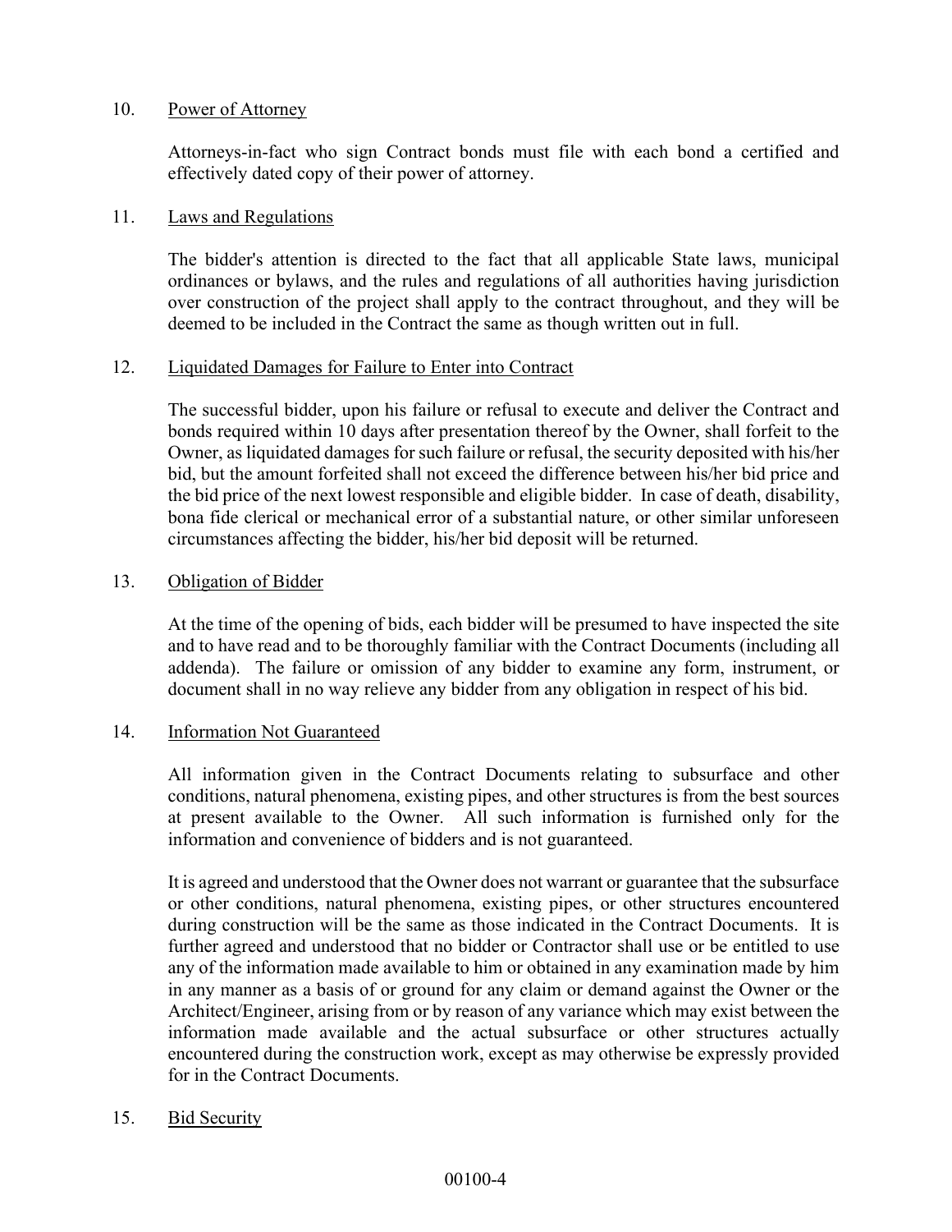10. Power of Attorney

Attorneys-in-fact who sign Contract bonds must file with each bond a certified and effectively dated copy of their power of attorney.

11. Laws and Regulations

The bidder's attention is directed to the fact that all applicable State laws, municipal ordinances or bylaws, and the rules and regulations of all authorities having jurisdiction over construction of the project shall apply to the contract throughout, and they will be deemed to be included in the Contract the same as though written out in full.

12. Liquidated Damages for Failure to Enter into Contract

The successful bidder, upon his failure or refusal to execute and deliver the Contract and bonds required within 10 days after presentation thereof by the Owner, shall forfeit to the Owner, as liquidated damages for such failure or refusal, the security deposited with his/her bid, but the amount forfeited shall not exceed the difference between his/her bid price and the bid price of the next lowest responsible and eligible bidder. In case of death, disability, bona fide clerical or mechanical error of a substantial nature, or other similar unforeseen circumstances affecting the bidder, his/her bid deposit will be returned.

13. Obligation of Bidder

At the time of the opening of bids, each bidder will be presumed to have inspected the site and to have read and to be thoroughly familiar with the Contract Documents (including all addenda). The failure or omission of any bidder to examine any form, instrument, or document shall in no way relieve any bidder from any obligation in respect of his bid.

14. Information Not Guaranteed

All information given in the Contract Documents relating to subsurface and other conditions, natural phenomena, existing pipes, and other structures is from the best sources at present available to the Owner. All such information is furnished only for the information and convenience of bidders and is not guaranteed.

It is agreed and understood that the Owner does not warrant or guarantee that the subsurface or other conditions, natural phenomena, existing pipes, or other structures encountered during construction will be the same as those indicated in the Contract Documents. It is further agreed and understood that no bidder or Contractor shall use or be entitled to use any of the information made available to him or obtained in any examination made by him in any manner as a basis of or ground for any claim or demand against the Owner or the Architect/Engineer, arising from or by reason of any variance which may exist between the information made available and the actual subsurface or other structures actually encountered during the construction work, except as may otherwise be expressly provided for in the Contract Documents.

15. Bid Security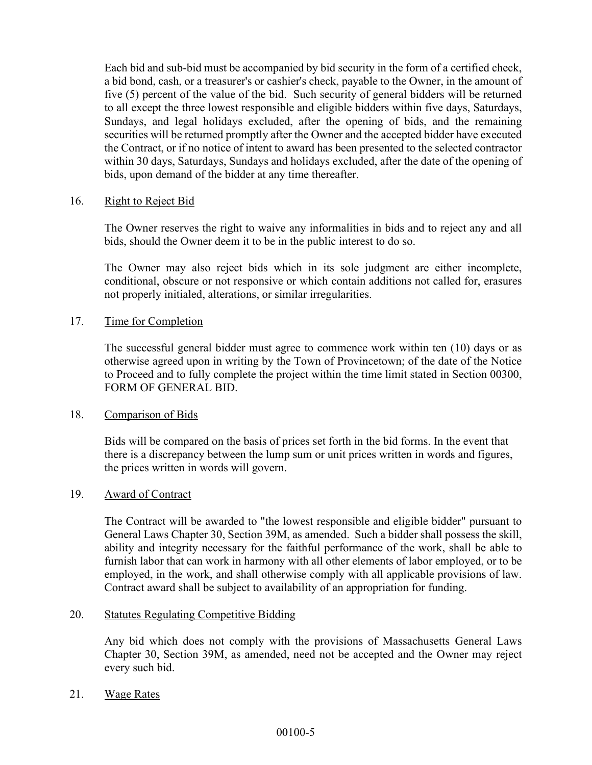Each bid and sub-bid must be accompanied by bid security in the form of a certified check, a bid bond, cash, or a treasurer's or cashier's check, payable to the Owner, in the amount of five (5) percent of the value of the bid. Such security of general bidders will be returned to all except the three lowest responsible and eligible bidders within five days, Saturdays, Sundays, and legal holidays excluded, after the opening of bids, and the remaining securities will be returned promptly after the Owner and the accepted bidder have executed the Contract, or if no notice of intent to award has been presented to the selected contractor within 30 days, Saturdays, Sundays and holidays excluded, after the date of the opening of bids, upon demand of the bidder at any time thereafter.

16. Right to Reject Bid

The Owner reserves the right to waive any informalities in bids and to reject any and all bids, should the Owner deem it to be in the public interest to do so.

The Owner may also reject bids which in its sole judgment are either incomplete, conditional, obscure or not responsive or which contain additions not called for, erasures not properly initialed, alterations, or similar irregularities.

17. Time for Completion

The successful general bidder must agree to commence work within ten (10) days or as otherwise agreed upon in writing by the Town of Provincetown; of the date of the Notice to Proceed and to fully complete the project within the time limit stated in Section 00300, FORM OF GENERAL BID.

18. Comparison of Bids

Bids will be compared on the basis of prices set forth in the bid forms. In the event that there is a discrepancy between the lump sum or unit prices written in words and figures, the prices written in words will govern.

19. Award of Contract

The Contract will be awarded to "the lowest responsible and eligible bidder" pursuant to General Laws Chapter 30, Section 39M, as amended. Such a bidder shall possess the skill, ability and integrity necessary for the faithful performance of the work, shall be able to furnish labor that can work in harmony with all other elements of labor employed, or to be employed, in the work, and shall otherwise comply with all applicable provisions of law. Contract award shall be subject to availability of an appropriation for funding.

20. Statutes Regulating Competitive Bidding

Any bid which does not comply with the provisions of Massachusetts General Laws Chapter 30, Section 39M, as amended, need not be accepted and the Owner may reject every such bid.

21. Wage Rates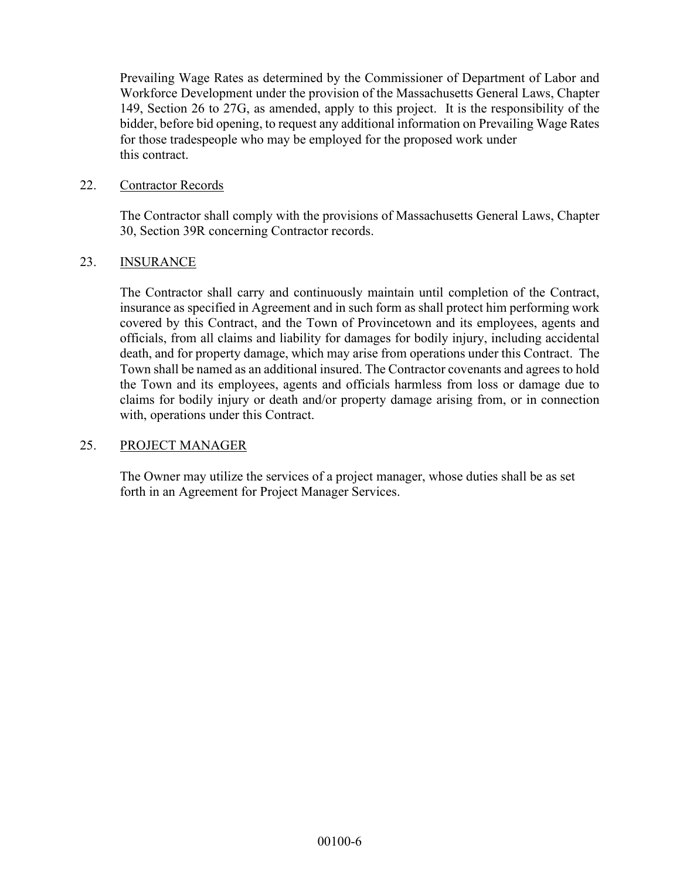Prevailing Wage Rates as determined by the Commissioner of Department of Labor and Workforce Development under the provision of the Massachusetts General Laws, Chapter 149, Section 26 to 27G, as amended, apply to this project. It is the responsibility of the bidder, before bid opening, to request any additional information on Prevailing Wage Rates for those tradespeople who may be employed for the proposed work under this contract.

22. Contractor Records

The Contractor shall comply with the provisions of Massachusetts General Laws, Chapter 30, Section 39R concerning Contractor records.

23. INSURANCE

The Contractor shall carry and continuously maintain until completion of the Contract, insurance as specified in Agreement and in such form as shall protect him performing work covered by this Contract, and the Town of Provincetown and its employees, agents and officials, from all claims and liability for damages for bodily injury, including accidental death, and for property damage, which may arise from operations under this Contract. The Town shall be named as an additional insured. The Contractor covenants and agrees to hold the Town and its employees, agents and officials harmless from loss or damage due to claims for bodily injury or death and/or property damage arising from, or in connection with, operations under this Contract.

25. PROJECT MANAGER

The Owner may utilize the services of a project manager, whose duties shall be as set forth in an Agreement for Project Manager Services.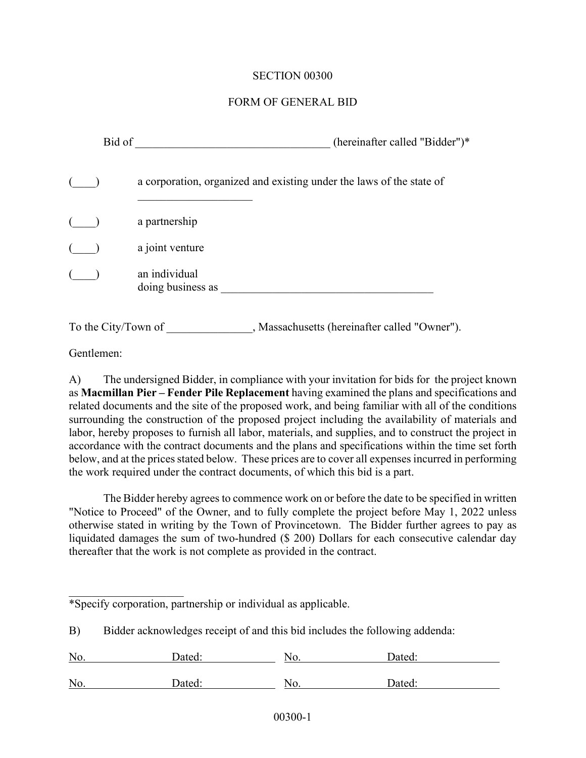SECTION 00300

FORM OF GENERAL BID

Bid of __________________________________ (hereinafter called "Bidder")*

(____) a corporation, organized and existing under the laws of the state of ____________________

(____) a partnership

(____) a joint venture

(____) an individual
doing business as ______________________________________

To the City/Town of _______________, Massachusetts (hereinafter called "Owner").

Gentlemen:

A) The undersigned Bidder, in compliance with your invitation for bids for the project known as **Macmillan Pier – Fender Pile Replacement** having examined the plans and specifications and related documents and the site of the proposed work, and being familiar with all of the conditions surrounding the construction of the proposed project including the availability of materials and labor, hereby proposes to furnish all labor, materials, and supplies, and to construct the project in accordance with the contract documents and the plans and specifications within the time set forth below, and at the prices stated below. These prices are to cover all expenses incurred in performing the work required under the contract documents, of which this bid is a part.

The Bidder hereby agrees to commence work on or before the date to be specified in written "Notice to Proceed" of the Owner, and to fully complete the project before May 1, 2022 unless otherwise stated in writing by the Town of Provincetown. The Bidder further agrees to pay as liquidated damages the sum of two-hundred ($ 200) Dollars for each consecutive calendar day thereafter that the work is not complete as provided in the contract.

*Specify corporation, partnership or individual as applicable.

B) Bidder acknowledges receipt of and this bid includes the following addenda:

| No. | Dated: | No. | Dated: |
|---|---|---|---|
| No. | Dated: | No. | Dated: |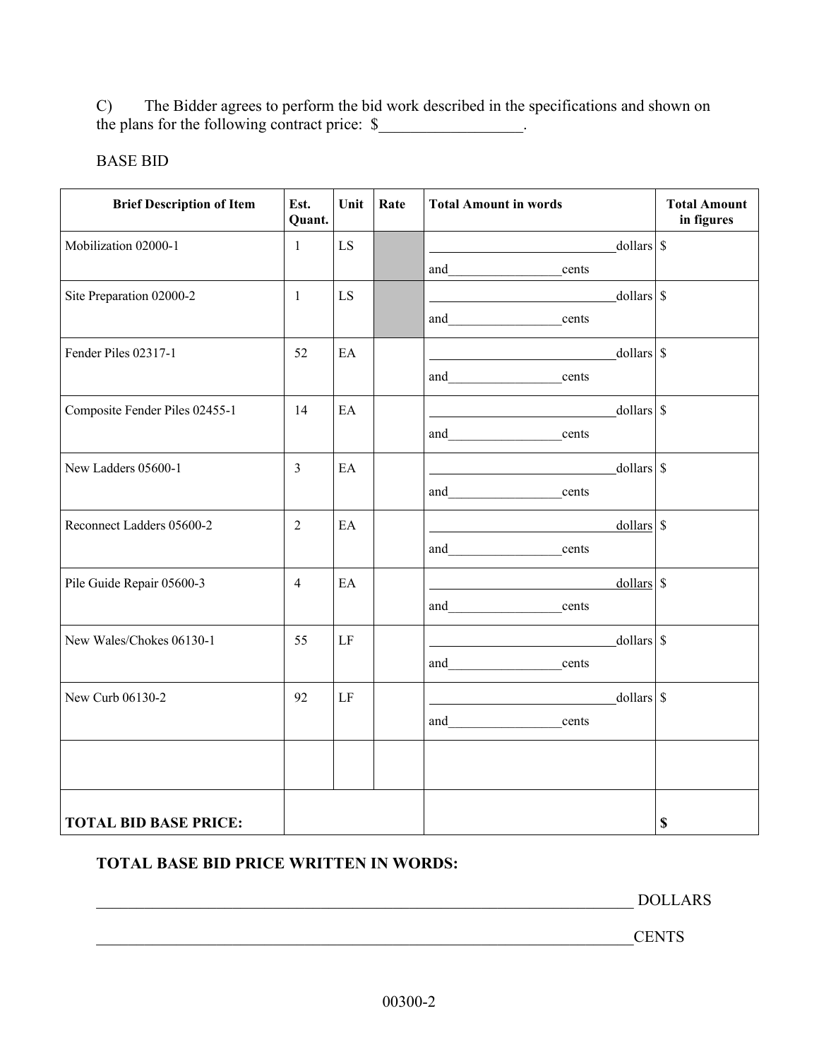C) The Bidder agrees to perform the bid work described in the specifications and shown on the plans for the following contract price: $__________________.

BASE BID

| Brief Description of Item | Est. Quant. | Unit | Rate | Total Amount in words | Total Amount in figures |
|---|---|---|---|---|---|
| Mobilization 02000-1 | 1 | LS | | ____________________________dollars and_________________cents | $ |
| Site Preparation 02000-2 | 1 | LS | | ____________________________dollars and_________________cents | $ |
| Fender Piles 02317-1 | 52 | EA | | ____________________________dollars and_________________cents | $ |
| Composite Fender Piles 02455-1 | 14 | EA | | ____________________________dollars and_________________cents | $ |
| New Ladders 05600-1 | 3 | EA | | ____________________________dollars and_________________cents | $ |
| Reconnect Ladders 05600-2 | 2 | EA | | ____________________________dollars and_________________cents | $ |
| Pile Guide Repair 05600-3 | 4 | EA | | ____________________________dollars and_________________cents | $ |
| New Wales/Chokes 06130-1 | 55 | LF | | ____________________________dollars and_________________cents | $ |
| New Curb 06130-2 | 92 | LF | | ____________________________dollars and_________________cents | $ |
| | | | | | |
| **TOTAL BID BASE PRICE:** | | | | | **$** |

**TOTAL BASE BID PRICE WRITTEN IN WORDS:**

______________________________________________________________________ DOLLARS

______________________________________________________________________CENTS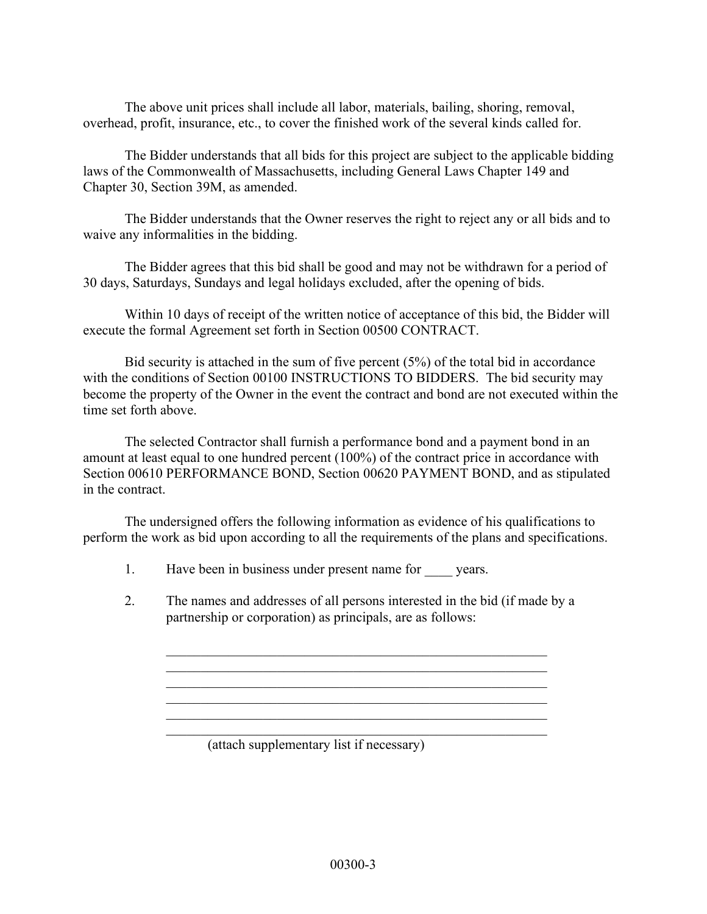The above unit prices shall include all labor, materials, bailing, shoring, removal, overhead, profit, insurance, etc., to cover the finished work of the several kinds called for.

The Bidder understands that all bids for this project are subject to the applicable bidding laws of the Commonwealth of Massachusetts, including General Laws Chapter 149 and Chapter 30, Section 39M, as amended.

The Bidder understands that the Owner reserves the right to reject any or all bids and to waive any informalities in the bidding.

The Bidder agrees that this bid shall be good and may not be withdrawn for a period of 30 days, Saturdays, Sundays and legal holidays excluded, after the opening of bids.

Within 10 days of receipt of the written notice of acceptance of this bid, the Bidder will execute the formal Agreement set forth in Section 00500 CONTRACT.

Bid security is attached in the sum of five percent (5%) of the total bid in accordance with the conditions of Section 00100 INSTRUCTIONS TO BIDDERS. The bid security may become the property of the Owner in the event the contract and bond are not executed within the time set forth above.

The selected Contractor shall furnish a performance bond and a payment bond in an amount at least equal to one hundred percent (100%) of the contract price in accordance with Section 00610 PERFORMANCE BOND, Section 00620 PAYMENT BOND, and as stipulated in the contract.

The undersigned offers the following information as evidence of his qualifications to perform the work as bid upon according to all the requirements of the plans and specifications.

1. Have been in business under present name for ____ years.

2. The names and addresses of all persons interested in the bid (if made by a partnership or corporation) as principals, are as follows:

   ________________________________________________________
   ________________________________________________________
   ________________________________________________________
   ________________________________________________________
   ________________________________________________________
   ________________________________________________________
   (attach supplementary list if necessary)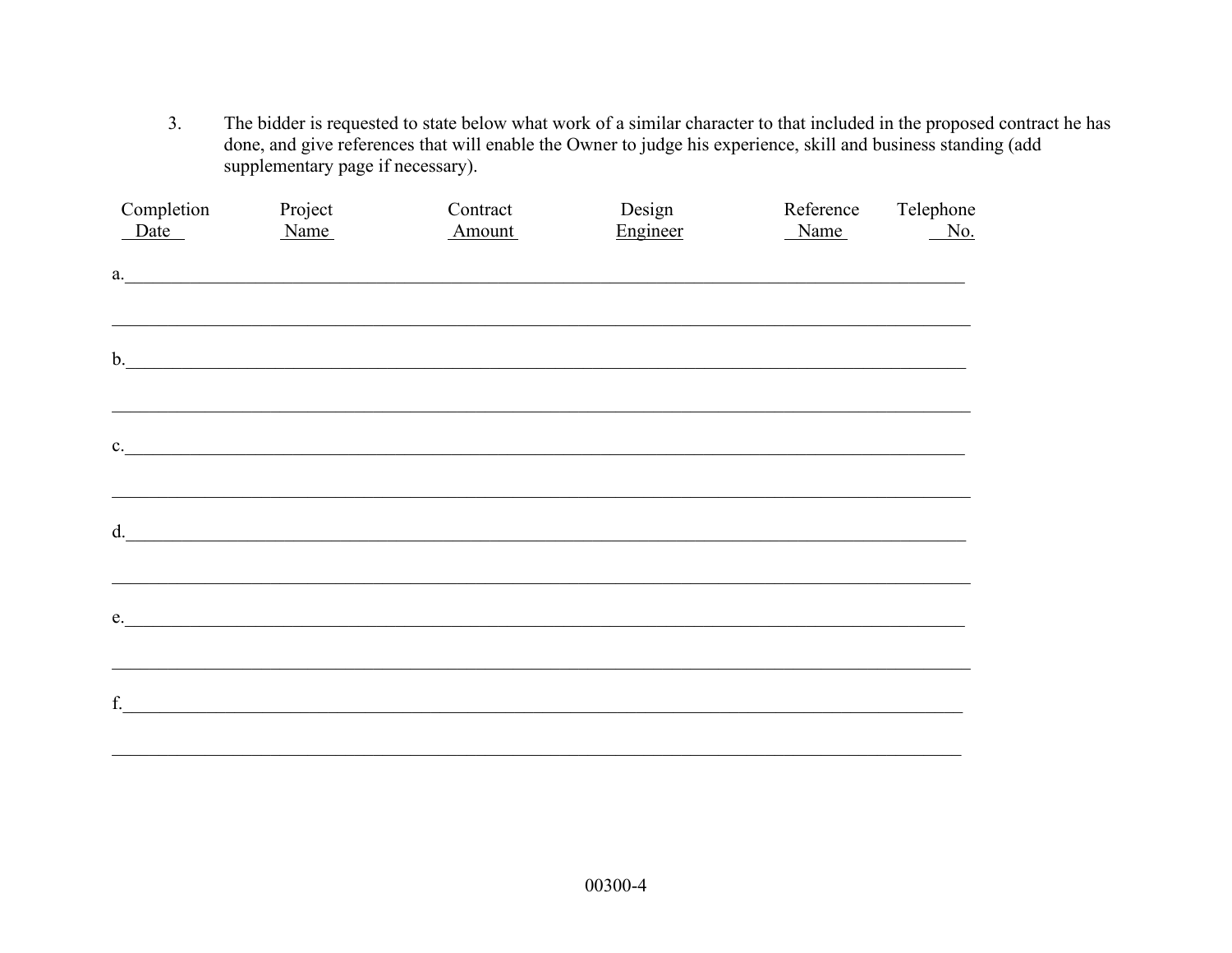3. The bidder is requested to state below what work of a similar character to that included in the proposed contract he has done, and give references that will enable the Owner to judge his experience, skill and business standing (add supplementary page if necessary).

| | Completion Date | Project Name | Contract Amount | Design Engineer | Reference Name | Telephone No. |
|---|---|---|---|---|---|---|
| a. | | | | | | |
| b. | | | | | | |
| c. | | | | | | |
| d. | | | | | | |
| e. | | | | | | |
| f. | | | | | | |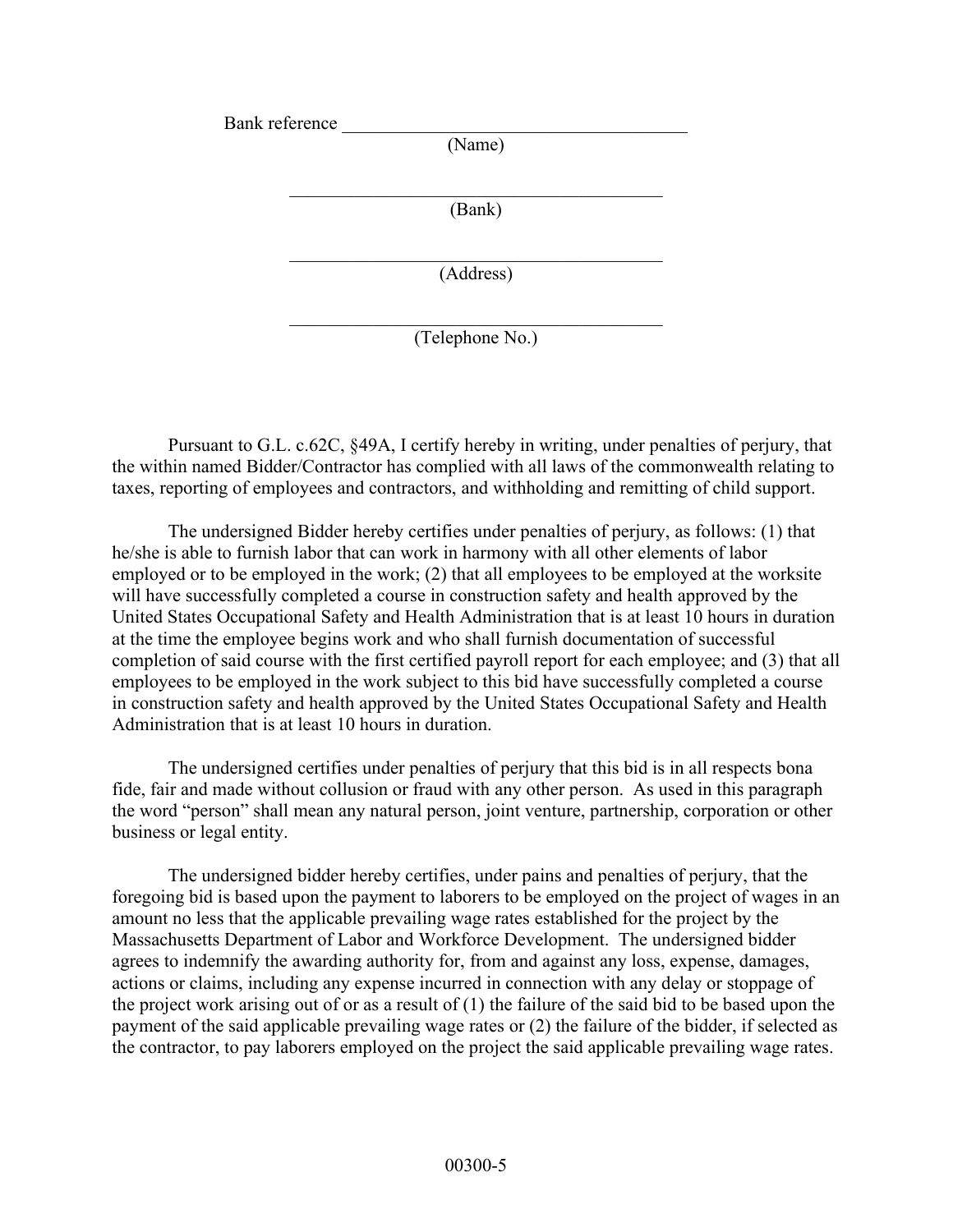Bank reference ______________________________________
(Name)

______________________________________
(Bank)

______________________________________
(Address)

______________________________________
(Telephone No.)

Pursuant to G.L. c.62C, §49A, I certify hereby in writing, under penalties of perjury, that the within named Bidder/Contractor has complied with all laws of the commonwealth relating to taxes, reporting of employees and contractors, and withholding and remitting of child support.

The undersigned Bidder hereby certifies under penalties of perjury, as follows: (1) that he/she is able to furnish labor that can work in harmony with all other elements of labor employed or to be employed in the work; (2) that all employees to be employed at the worksite will have successfully completed a course in construction safety and health approved by the United States Occupational Safety and Health Administration that is at least 10 hours in duration at the time the employee begins work and who shall furnish documentation of successful completion of said course with the first certified payroll report for each employee; and (3) that all employees to be employed in the work subject to this bid have successfully completed a course in construction safety and health approved by the United States Occupational Safety and Health Administration that is at least 10 hours in duration.

The undersigned certifies under penalties of perjury that this bid is in all respects bona fide, fair and made without collusion or fraud with any other person. As used in this paragraph the word "person" shall mean any natural person, joint venture, partnership, corporation or other business or legal entity.

The undersigned bidder hereby certifies, under pains and penalties of perjury, that the foregoing bid is based upon the payment to laborers to be employed on the project of wages in an amount no less that the applicable prevailing wage rates established for the project by the Massachusetts Department of Labor and Workforce Development. The undersigned bidder agrees to indemnify the awarding authority for, from and against any loss, expense, damages, actions or claims, including any expense incurred in connection with any delay or stoppage of the project work arising out of or as a result of (1) the failure of the said bid to be based upon the payment of the said applicable prevailing wage rates or (2) the failure of the bidder, if selected as the contractor, to pay laborers employed on the project the said applicable prevailing wage rates.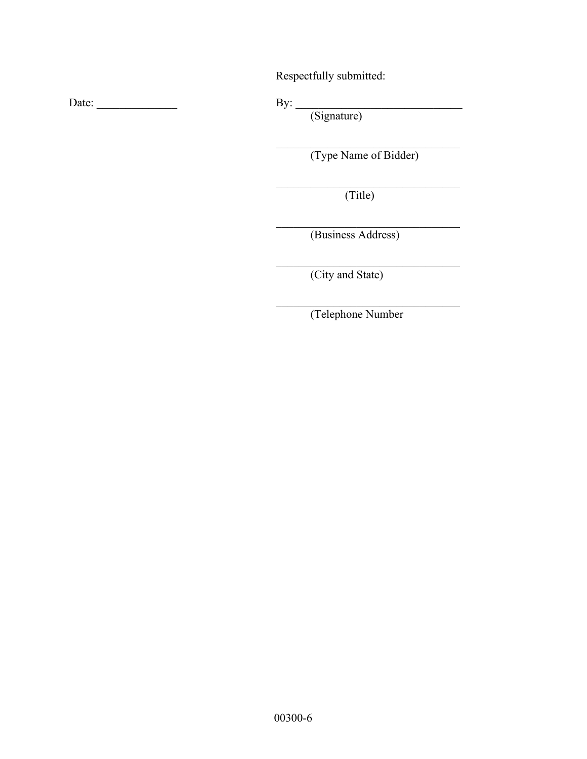Respectfully submitted:

Date: ______________

By: ______________________________
(Signature)

______________________________
(Type Name of Bidder)

______________________________
(Title)

______________________________
(Business Address)

______________________________
(City and State)

______________________________
(Telephone Number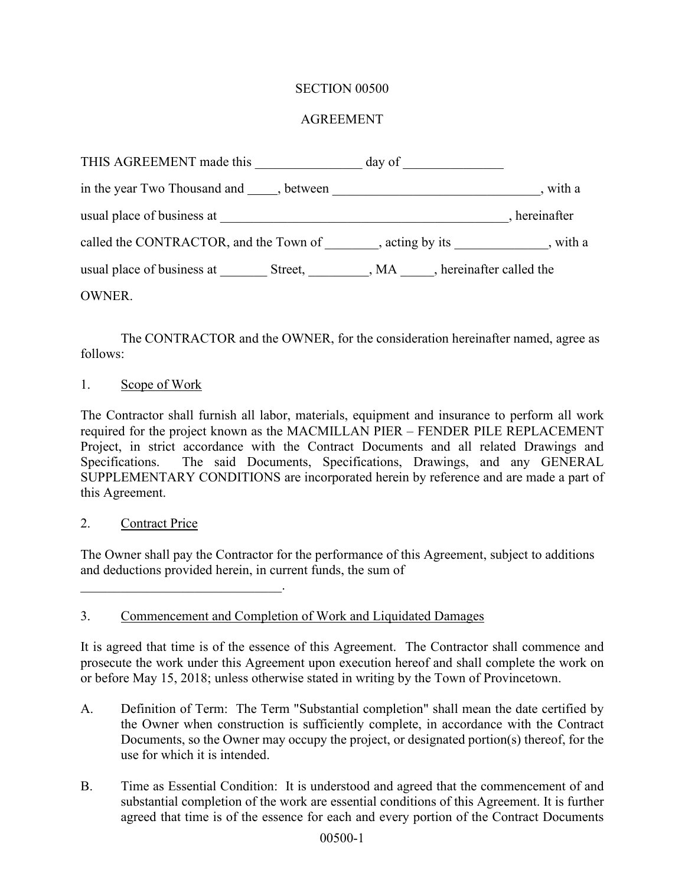SECTION 00500

AGREEMENT

THIS AGREEMENT made this ________________ day of _______________

in the year Two Thousand and _____, between _______________________________, with a

usual place of business at ____________________________________________, hereinafter

called the CONTRACTOR, and the Town of ________, acting by its ______________, with a

usual place of business at _______ Street, _________, MA _____, hereinafter called the

OWNER.

The CONTRACTOR and the OWNER, for the consideration hereinafter named, agree as follows:

1. Scope of Work

The Contractor shall furnish all labor, materials, equipment and insurance to perform all work required for the project known as the MACMILLAN PIER – FENDER PILE REPLACEMENT Project, in strict accordance with the Contract Documents and all related Drawings and Specifications. The said Documents, Specifications, Drawings, and any GENERAL SUPPLEMENTARY CONDITIONS are incorporated herein by reference and are made a part of this Agreement.

2. Contract Price

The Owner shall pay the Contractor for the performance of this Agreement, subject to additions and deductions provided herein, in current funds, the sum of

______________________________.

3. Commencement and Completion of Work and Liquidated Damages

It is agreed that time is of the essence of this Agreement. The Contractor shall commence and prosecute the work under this Agreement upon execution hereof and shall complete the work on or before May 15, 2018; unless otherwise stated in writing by the Town of Provincetown.

A. Definition of Term: The Term "Substantial completion" shall mean the date certified by the Owner when construction is sufficiently complete, in accordance with the Contract Documents, so the Owner may occupy the project, or designated portion(s) thereof, for the use for which it is intended.

B. Time as Essential Condition: It is understood and agreed that the commencement of and substantial completion of the work are essential conditions of this Agreement. It is further agreed that time is of the essence for each and every portion of the Contract Documents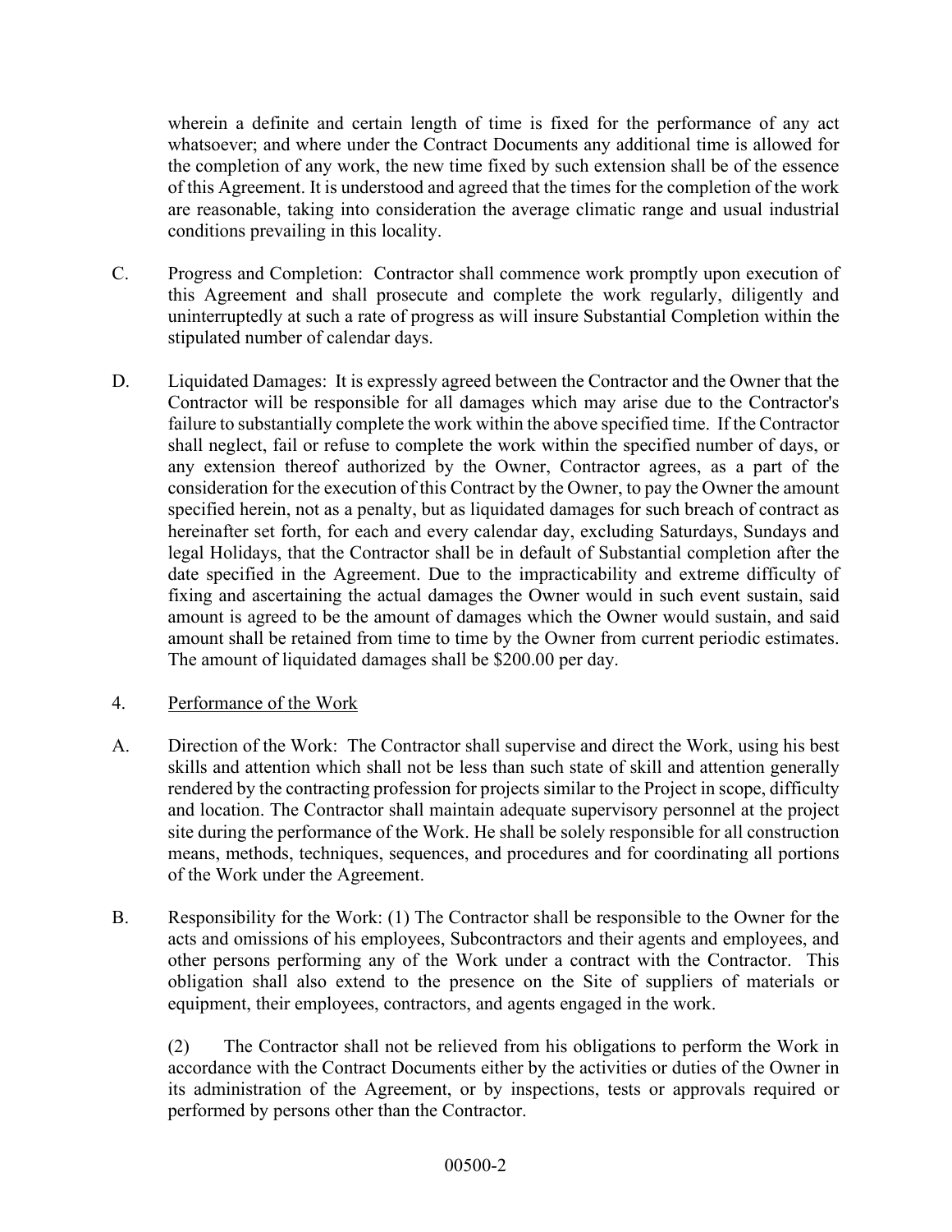wherein a definite and certain length of time is fixed for the performance of any act whatsoever; and where under the Contract Documents any additional time is allowed for the completion of any work, the new time fixed by such extension shall be of the essence of this Agreement. It is understood and agreed that the times for the completion of the work are reasonable, taking into consideration the average climatic range and usual industrial conditions prevailing in this locality.

C. Progress and Completion: Contractor shall commence work promptly upon execution of this Agreement and shall prosecute and complete the work regularly, diligently and uninterruptedly at such a rate of progress as will insure Substantial Completion within the stipulated number of calendar days.

D. Liquidated Damages: It is expressly agreed between the Contractor and the Owner that the Contractor will be responsible for all damages which may arise due to the Contractor's failure to substantially complete the work within the above specified time. If the Contractor shall neglect, fail or refuse to complete the work within the specified number of days, or any extension thereof authorized by the Owner, Contractor agrees, as a part of the consideration for the execution of this Contract by the Owner, to pay the Owner the amount specified herein, not as a penalty, but as liquidated damages for such breach of contract as hereinafter set forth, for each and every calendar day, excluding Saturdays, Sundays and legal Holidays, that the Contractor shall be in default of Substantial completion after the date specified in the Agreement. Due to the impracticability and extreme difficulty of fixing and ascertaining the actual damages the Owner would in such event sustain, said amount is agreed to be the amount of damages which the Owner would sustain, and said amount shall be retained from time to time by the Owner from current periodic estimates. The amount of liquidated damages shall be $200.00 per day.

4. <u>Performance of the Work</u>

A. Direction of the Work: The Contractor shall supervise and direct the Work, using his best skills and attention which shall not be less than such state of skill and attention generally rendered by the contracting profession for projects similar to the Project in scope, difficulty and location. The Contractor shall maintain adequate supervisory personnel at the project site during the performance of the Work. He shall be solely responsible for all construction means, methods, techniques, sequences, and procedures and for coordinating all portions of the Work under the Agreement.

B. Responsibility for the Work: (1) The Contractor shall be responsible to the Owner for the acts and omissions of his employees, Subcontractors and their agents and employees, and other persons performing any of the Work under a contract with the Contractor. This obligation shall also extend to the presence on the Site of suppliers of materials or equipment, their employees, contractors, and agents engaged in the work.

(2) The Contractor shall not be relieved from his obligations to perform the Work in accordance with the Contract Documents either by the activities or duties of the Owner in its administration of the Agreement, or by inspections, tests or approvals required or performed by persons other than the Contractor.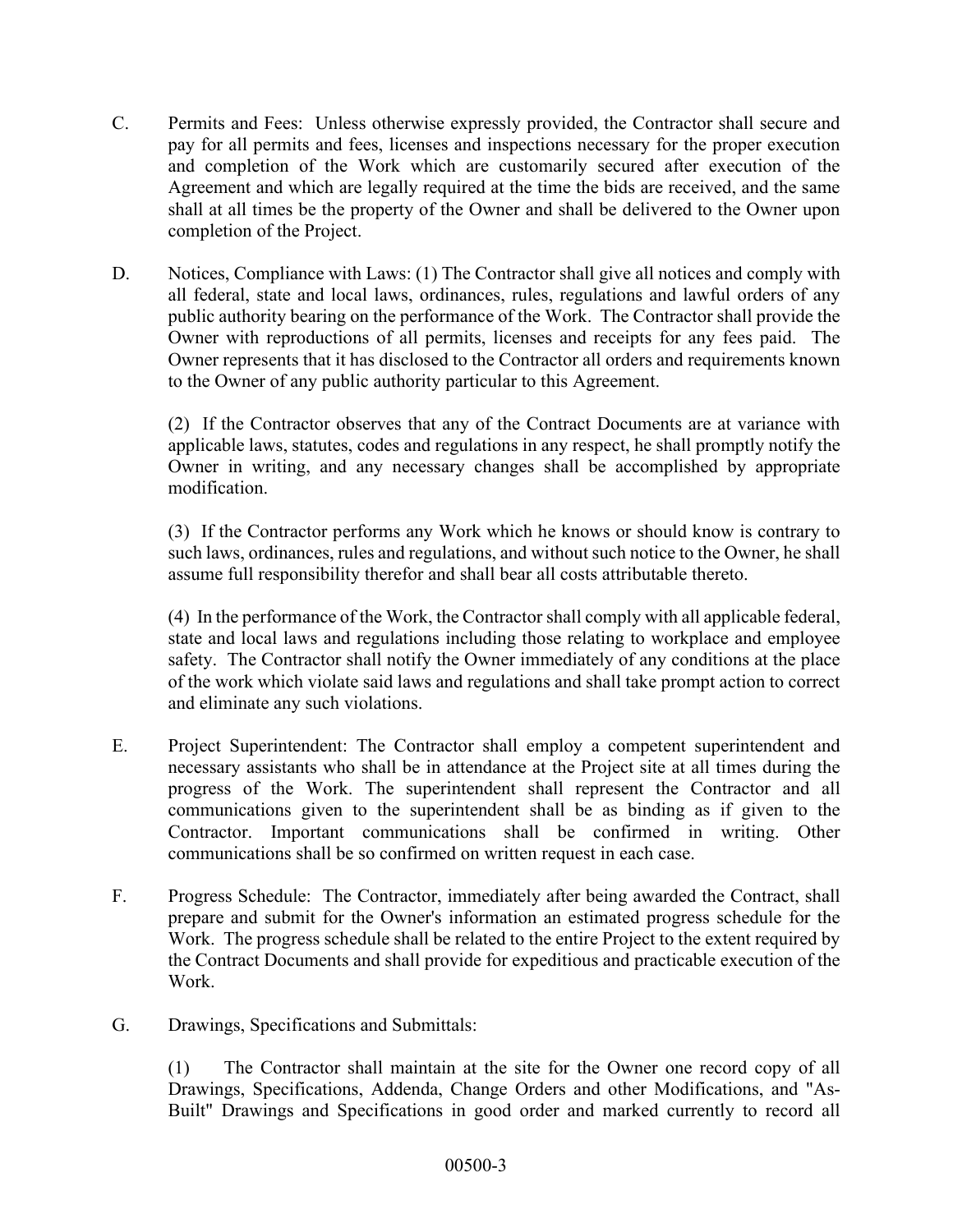C. Permits and Fees: Unless otherwise expressly provided, the Contractor shall secure and pay for all permits and fees, licenses and inspections necessary for the proper execution and completion of the Work which are customarily secured after execution of the Agreement and which are legally required at the time the bids are received, and the same shall at all times be the property of the Owner and shall be delivered to the Owner upon completion of the Project.

D. Notices, Compliance with Laws: (1) The Contractor shall give all notices and comply with all federal, state and local laws, ordinances, rules, regulations and lawful orders of any public authority bearing on the performance of the Work. The Contractor shall provide the Owner with reproductions of all permits, licenses and receipts for any fees paid. The Owner represents that it has disclosed to the Contractor all orders and requirements known to the Owner of any public authority particular to this Agreement.

(2) If the Contractor observes that any of the Contract Documents are at variance with applicable laws, statutes, codes and regulations in any respect, he shall promptly notify the Owner in writing, and any necessary changes shall be accomplished by appropriate modification.

(3) If the Contractor performs any Work which he knows or should know is contrary to such laws, ordinances, rules and regulations, and without such notice to the Owner, he shall assume full responsibility therefor and shall bear all costs attributable thereto.

(4) In the performance of the Work, the Contractor shall comply with all applicable federal, state and local laws and regulations including those relating to workplace and employee safety. The Contractor shall notify the Owner immediately of any conditions at the place of the work which violate said laws and regulations and shall take prompt action to correct and eliminate any such violations.

E. Project Superintendent: The Contractor shall employ a competent superintendent and necessary assistants who shall be in attendance at the Project site at all times during the progress of the Work. The superintendent shall represent the Contractor and all communications given to the superintendent shall be as binding as if given to the Contractor. Important communications shall be confirmed in writing. Other communications shall be so confirmed on written request in each case.

F. Progress Schedule: The Contractor, immediately after being awarded the Contract, shall prepare and submit for the Owner's information an estimated progress schedule for the Work. The progress schedule shall be related to the entire Project to the extent required by the Contract Documents and shall provide for expeditious and practicable execution of the Work.

G. Drawings, Specifications and Submittals:

(1) The Contractor shall maintain at the site for the Owner one record copy of all Drawings, Specifications, Addenda, Change Orders and other Modifications, and "As-Built" Drawings and Specifications in good order and marked currently to record all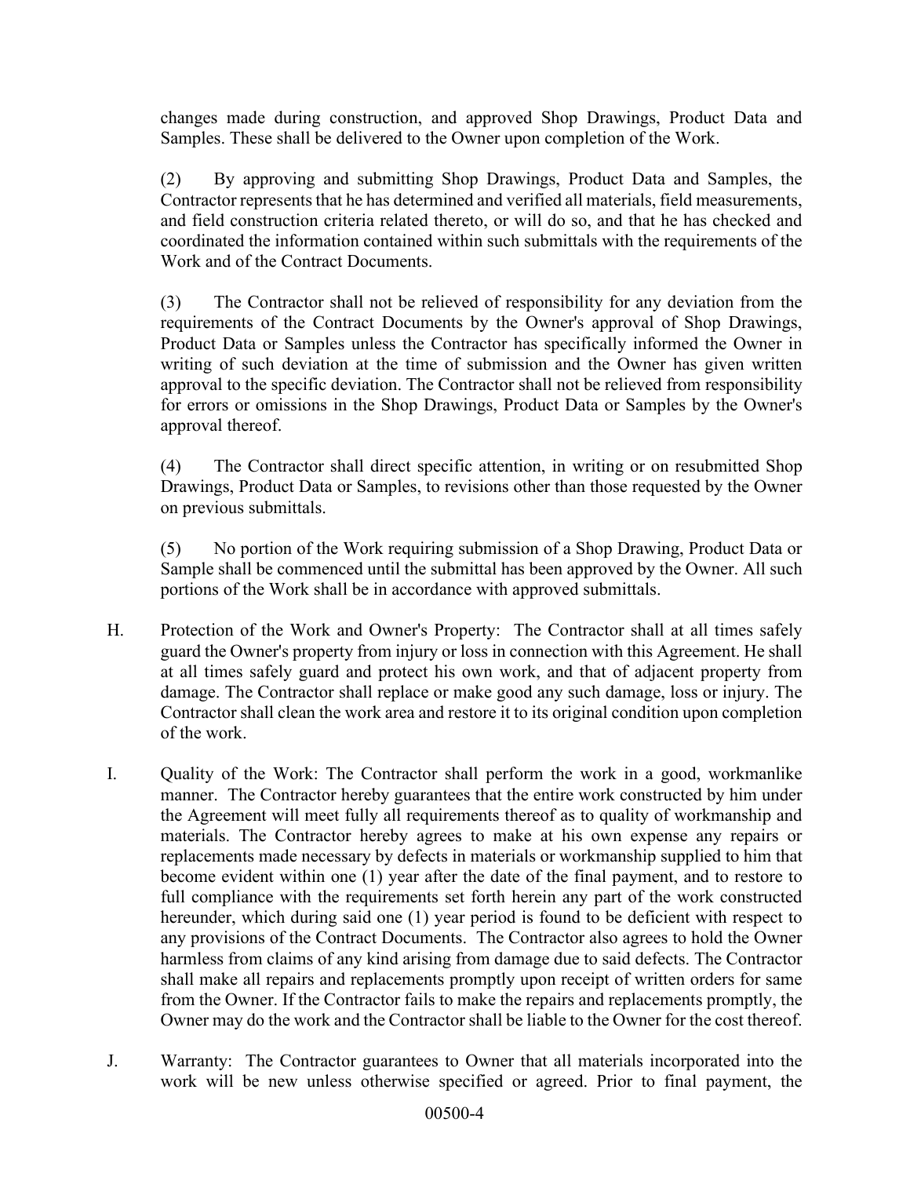changes made during construction, and approved Shop Drawings, Product Data and Samples. These shall be delivered to the Owner upon completion of the Work.

(2) By approving and submitting Shop Drawings, Product Data and Samples, the Contractor represents that he has determined and verified all materials, field measurements, and field construction criteria related thereto, or will do so, and that he has checked and coordinated the information contained within such submittals with the requirements of the Work and of the Contract Documents.

(3) The Contractor shall not be relieved of responsibility for any deviation from the requirements of the Contract Documents by the Owner's approval of Shop Drawings, Product Data or Samples unless the Contractor has specifically informed the Owner in writing of such deviation at the time of submission and the Owner has given written approval to the specific deviation. The Contractor shall not be relieved from responsibility for errors or omissions in the Shop Drawings, Product Data or Samples by the Owner's approval thereof.

(4) The Contractor shall direct specific attention, in writing or on resubmitted Shop Drawings, Product Data or Samples, to revisions other than those requested by the Owner on previous submittals.

(5) No portion of the Work requiring submission of a Shop Drawing, Product Data or Sample shall be commenced until the submittal has been approved by the Owner. All such portions of the Work shall be in accordance with approved submittals.

H. Protection of the Work and Owner's Property: The Contractor shall at all times safely guard the Owner's property from injury or loss in connection with this Agreement. He shall at all times safely guard and protect his own work, and that of adjacent property from damage. The Contractor shall replace or make good any such damage, loss or injury. The Contractor shall clean the work area and restore it to its original condition upon completion of the work.

I. Quality of the Work: The Contractor shall perform the work in a good, workmanlike manner. The Contractor hereby guarantees that the entire work constructed by him under the Agreement will meet fully all requirements thereof as to quality of workmanship and materials. The Contractor hereby agrees to make at his own expense any repairs or replacements made necessary by defects in materials or workmanship supplied to him that become evident within one (1) year after the date of the final payment, and to restore to full compliance with the requirements set forth herein any part of the work constructed hereunder, which during said one (1) year period is found to be deficient with respect to any provisions of the Contract Documents. The Contractor also agrees to hold the Owner harmless from claims of any kind arising from damage due to said defects. The Contractor shall make all repairs and replacements promptly upon receipt of written orders for same from the Owner. If the Contractor fails to make the repairs and replacements promptly, the Owner may do the work and the Contractor shall be liable to the Owner for the cost thereof.

J. Warranty: The Contractor guarantees to Owner that all materials incorporated into the work will be new unless otherwise specified or agreed. Prior to final payment, the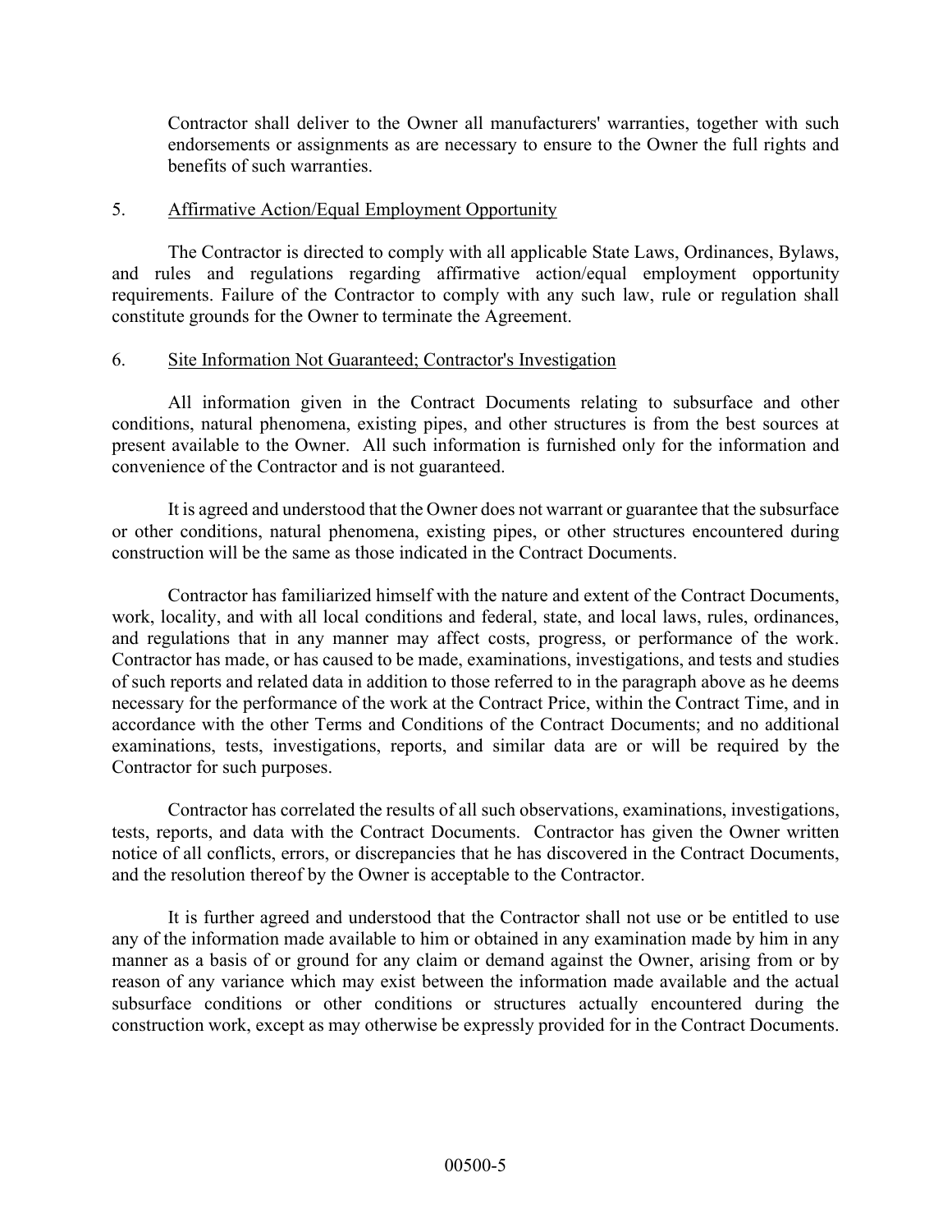Contractor shall deliver to the Owner all manufacturers' warranties, together with such endorsements or assignments as are necessary to ensure to the Owner the full rights and benefits of such warranties.

5. Affirmative Action/Equal Employment Opportunity

The Contractor is directed to comply with all applicable State Laws, Ordinances, Bylaws, and rules and regulations regarding affirmative action/equal employment opportunity requirements. Failure of the Contractor to comply with any such law, rule or regulation shall constitute grounds for the Owner to terminate the Agreement.

6. Site Information Not Guaranteed; Contractor's Investigation

All information given in the Contract Documents relating to subsurface and other conditions, natural phenomena, existing pipes, and other structures is from the best sources at present available to the Owner. All such information is furnished only for the information and convenience of the Contractor and is not guaranteed.

It is agreed and understood that the Owner does not warrant or guarantee that the subsurface or other conditions, natural phenomena, existing pipes, or other structures encountered during construction will be the same as those indicated in the Contract Documents.

Contractor has familiarized himself with the nature and extent of the Contract Documents, work, locality, and with all local conditions and federal, state, and local laws, rules, ordinances, and regulations that in any manner may affect costs, progress, or performance of the work. Contractor has made, or has caused to be made, examinations, investigations, and tests and studies of such reports and related data in addition to those referred to in the paragraph above as he deems necessary for the performance of the work at the Contract Price, within the Contract Time, and in accordance with the other Terms and Conditions of the Contract Documents; and no additional examinations, tests, investigations, reports, and similar data are or will be required by the Contractor for such purposes.

Contractor has correlated the results of all such observations, examinations, investigations, tests, reports, and data with the Contract Documents. Contractor has given the Owner written notice of all conflicts, errors, or discrepancies that he has discovered in the Contract Documents, and the resolution thereof by the Owner is acceptable to the Contractor.

It is further agreed and understood that the Contractor shall not use or be entitled to use any of the information made available to him or obtained in any examination made by him in any manner as a basis of or ground for any claim or demand against the Owner, arising from or by reason of any variance which may exist between the information made available and the actual subsurface conditions or other conditions or structures actually encountered during the construction work, except as may otherwise be expressly provided for in the Contract Documents.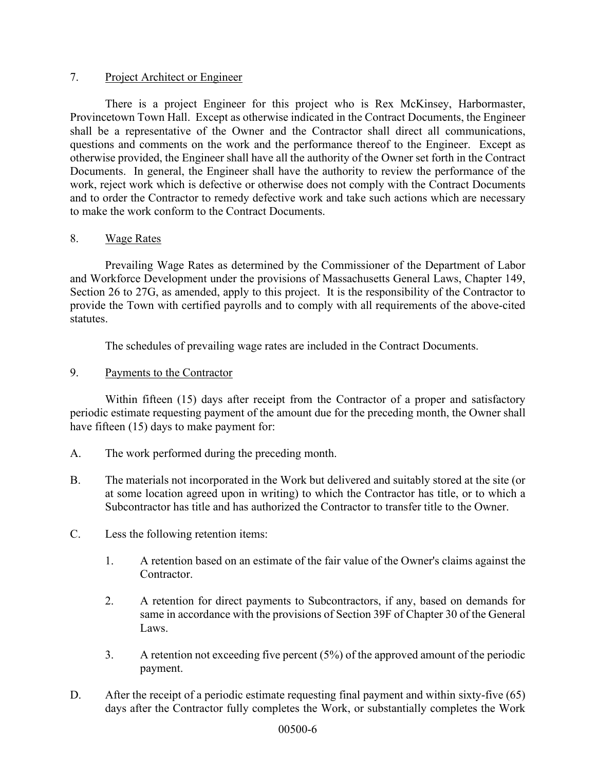7. <u>Project Architect or Engineer</u>

There is a project Engineer for this project who is Rex McKinsey, Harbormaster, Provincetown Town Hall. Except as otherwise indicated in the Contract Documents, the Engineer shall be a representative of the Owner and the Contractor shall direct all communications, questions and comments on the work and the performance thereof to the Engineer. Except as otherwise provided, the Engineer shall have all the authority of the Owner set forth in the Contract Documents. In general, the Engineer shall have the authority to review the performance of the work, reject work which is defective or otherwise does not comply with the Contract Documents and to order the Contractor to remedy defective work and take such actions which are necessary to make the work conform to the Contract Documents.

8. <u>Wage Rates</u>

Prevailing Wage Rates as determined by the Commissioner of the Department of Labor and Workforce Development under the provisions of Massachusetts General Laws, Chapter 149, Section 26 to 27G, as amended, apply to this project. It is the responsibility of the Contractor to provide the Town with certified payrolls and to comply with all requirements of the above-cited statutes.

The schedules of prevailing wage rates are included in the Contract Documents.

9. <u>Payments to the Contractor</u>

Within fifteen (15) days after receipt from the Contractor of a proper and satisfactory periodic estimate requesting payment of the amount due for the preceding month, the Owner shall have fifteen (15) days to make payment for:

A. The work performed during the preceding month.

B. The materials not incorporated in the Work but delivered and suitably stored at the site (or at some location agreed upon in writing) to which the Contractor has title, or to which a Subcontractor has title and has authorized the Contractor to transfer title to the Owner.

C. Less the following retention items:

   1. A retention based on an estimate of the fair value of the Owner's claims against the Contractor.

   2. A retention for direct payments to Subcontractors, if any, based on demands for same in accordance with the provisions of Section 39F of Chapter 30 of the General Laws.

   3. A retention not exceeding five percent (5%) of the approved amount of the periodic payment.

D. After the receipt of a periodic estimate requesting final payment and within sixty-five (65) days after the Contractor fully completes the Work, or substantially completes the Work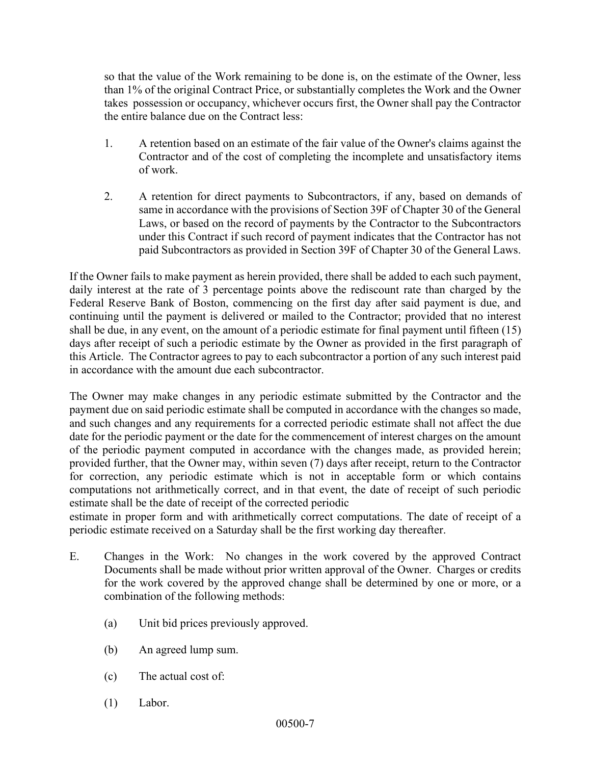so that the value of the Work remaining to be done is, on the estimate of the Owner, less than 1% of the original Contract Price, or substantially completes the Work and the Owner takes possession or occupancy, whichever occurs first, the Owner shall pay the Contractor the entire balance due on the Contract less:

1. A retention based on an estimate of the fair value of the Owner's claims against the Contractor and of the cost of completing the incomplete and unsatisfactory items of work.

2. A retention for direct payments to Subcontractors, if any, based on demands of same in accordance with the provisions of Section 39F of Chapter 30 of the General Laws, or based on the record of payments by the Contractor to the Subcontractors under this Contract if such record of payment indicates that the Contractor has not paid Subcontractors as provided in Section 39F of Chapter 30 of the General Laws.

If the Owner fails to make payment as herein provided, there shall be added to each such payment, daily interest at the rate of 3 percentage points above the rediscount rate than charged by the Federal Reserve Bank of Boston, commencing on the first day after said payment is due, and continuing until the payment is delivered or mailed to the Contractor; provided that no interest shall be due, in any event, on the amount of a periodic estimate for final payment until fifteen (15) days after receipt of such a periodic estimate by the Owner as provided in the first paragraph of this Article. The Contractor agrees to pay to each subcontractor a portion of any such interest paid in accordance with the amount due each subcontractor.

The Owner may make changes in any periodic estimate submitted by the Contractor and the payment due on said periodic estimate shall be computed in accordance with the changes so made, and such changes and any requirements for a corrected periodic estimate shall not affect the due date for the periodic payment or the date for the commencement of interest charges on the amount of the periodic payment computed in accordance with the changes made, as provided herein; provided further, that the Owner may, within seven (7) days after receipt, return to the Contractor for correction, any periodic estimate which is not in acceptable form or which contains computations not arithmetically correct, and in that event, the date of receipt of such periodic estimate shall be the date of receipt of the corrected periodic estimate in proper form and with arithmetically correct computations. The date of receipt of a periodic estimate received on a Saturday shall be the first working day thereafter.

E. Changes in the Work: No changes in the work covered by the approved Contract Documents shall be made without prior written approval of the Owner. Charges or credits for the work covered by the approved change shall be determined by one or more, or a combination of the following methods:

   (a) Unit bid prices previously approved.

   (b) An agreed lump sum.

   (c) The actual cost of:

   (1) Labor.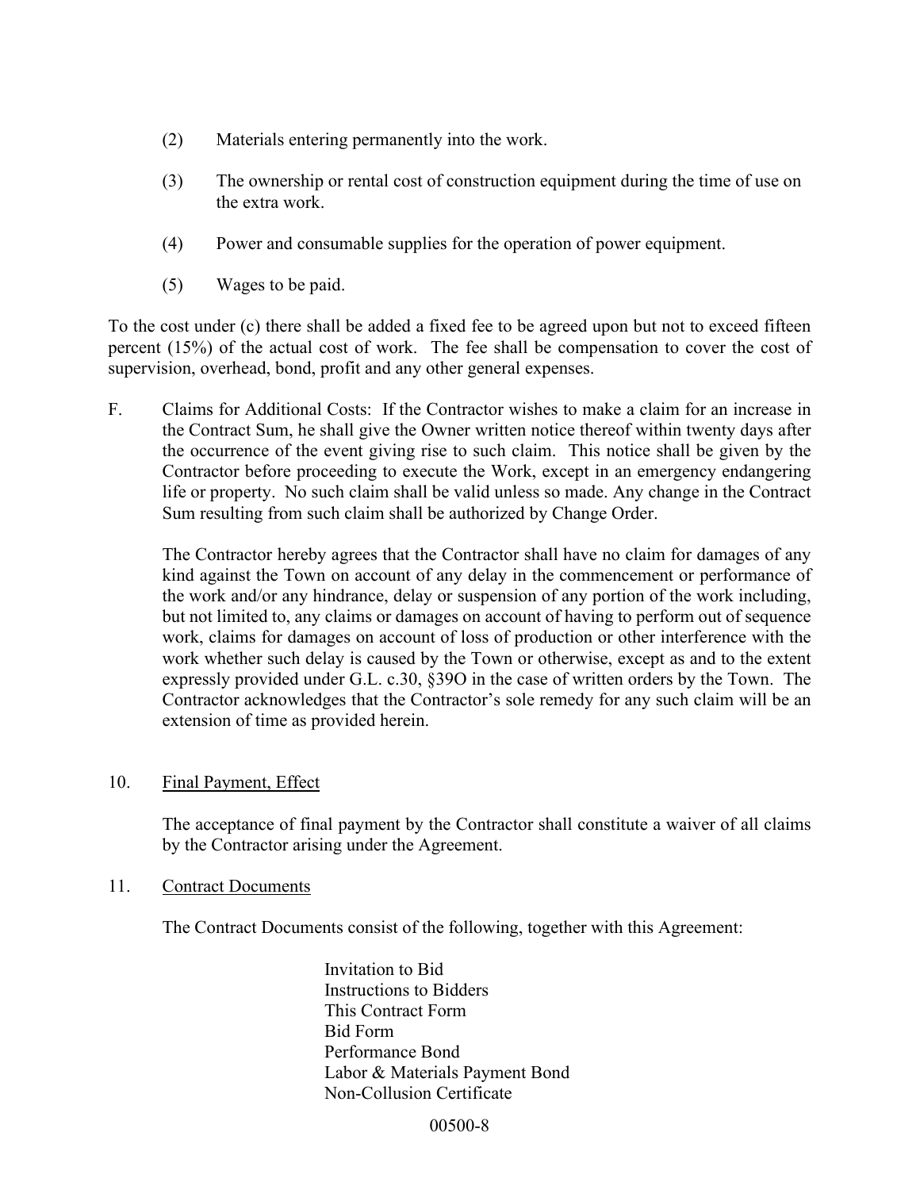(2) Materials entering permanently into the work.

(3) The ownership or rental cost of construction equipment during the time of use on the extra work.

(4) Power and consumable supplies for the operation of power equipment.

(5) Wages to be paid.

To the cost under (c) there shall be added a fixed fee to be agreed upon but not to exceed fifteen percent (15%) of the actual cost of work. The fee shall be compensation to cover the cost of supervision, overhead, bond, profit and any other general expenses.

F. Claims for Additional Costs: If the Contractor wishes to make a claim for an increase in the Contract Sum, he shall give the Owner written notice thereof within twenty days after the occurrence of the event giving rise to such claim. This notice shall be given by the Contractor before proceeding to execute the Work, except in an emergency endangering life or property. No such claim shall be valid unless so made. Any change in the Contract Sum resulting from such claim shall be authorized by Change Order.

   The Contractor hereby agrees that the Contractor shall have no claim for damages of any kind against the Town on account of any delay in the commencement or performance of the work and/or any hindrance, delay or suspension of any portion of the work including, but not limited to, any claims or damages on account of having to perform out of sequence work, claims for damages on account of loss of production or other interference with the work whether such delay is caused by the Town or otherwise, except as and to the extent expressly provided under G.L. c.30, §39O in the case of written orders by the Town. The Contractor acknowledges that the Contractor's sole remedy for any such claim will be an extension of time as provided herein.

10. <u>Final Payment, Effect</u>

   The acceptance of final payment by the Contractor shall constitute a waiver of all claims by the Contractor arising under the Agreement.

11. <u>Contract Documents</u>

   The Contract Documents consist of the following, together with this Agreement:

   Invitation to Bid
   Instructions to Bidders
   This Contract Form
   Bid Form
   Performance Bond
   Labor & Materials Payment Bond
   Non-Collusion Certificate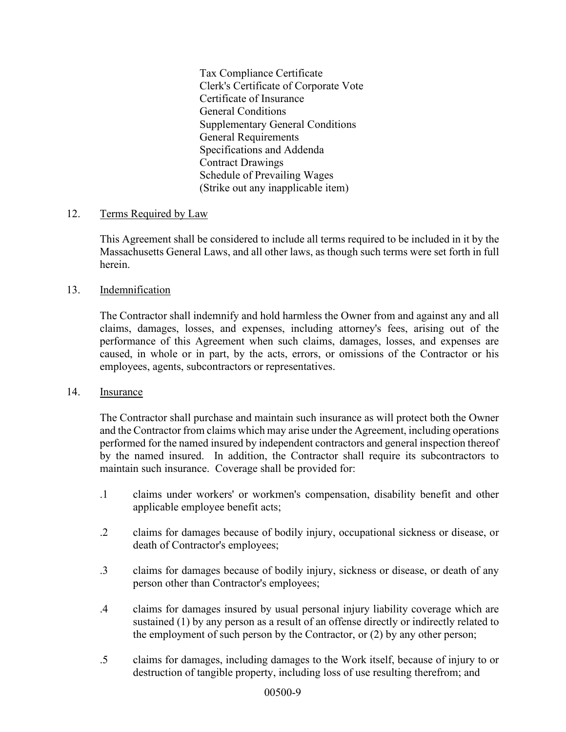Tax Compliance Certificate
Clerk's Certificate of Corporate Vote
Certificate of Insurance
General Conditions
Supplementary General Conditions
General Requirements
Specifications and Addenda
Contract Drawings
Schedule of Prevailing Wages
(Strike out any inapplicable item)

12. Terms Required by Law

This Agreement shall be considered to include all terms required to be included in it by the Massachusetts General Laws, and all other laws, as though such terms were set forth in full herein.

13. Indemnification

The Contractor shall indemnify and hold harmless the Owner from and against any and all claims, damages, losses, and expenses, including attorney's fees, arising out of the performance of this Agreement when such claims, damages, losses, and expenses are caused, in whole or in part, by the acts, errors, or omissions of the Contractor or his employees, agents, subcontractors or representatives.

14. Insurance

The Contractor shall purchase and maintain such insurance as will protect both the Owner and the Contractor from claims which may arise under the Agreement, including operations performed for the named insured by independent contractors and general inspection thereof by the named insured. In addition, the Contractor shall require its subcontractors to maintain such insurance. Coverage shall be provided for:

.1 claims under workers' or workmen's compensation, disability benefit and other applicable employee benefit acts;

.2 claims for damages because of bodily injury, occupational sickness or disease, or death of Contractor's employees;

.3 claims for damages because of bodily injury, sickness or disease, or death of any person other than Contractor's employees;

.4 claims for damages insured by usual personal injury liability coverage which are sustained (1) by any person as a result of an offense directly or indirectly related to the employment of such person by the Contractor, or (2) by any other person;

.5 claims for damages, including damages to the Work itself, because of injury to or destruction of tangible property, including loss of use resulting therefrom; and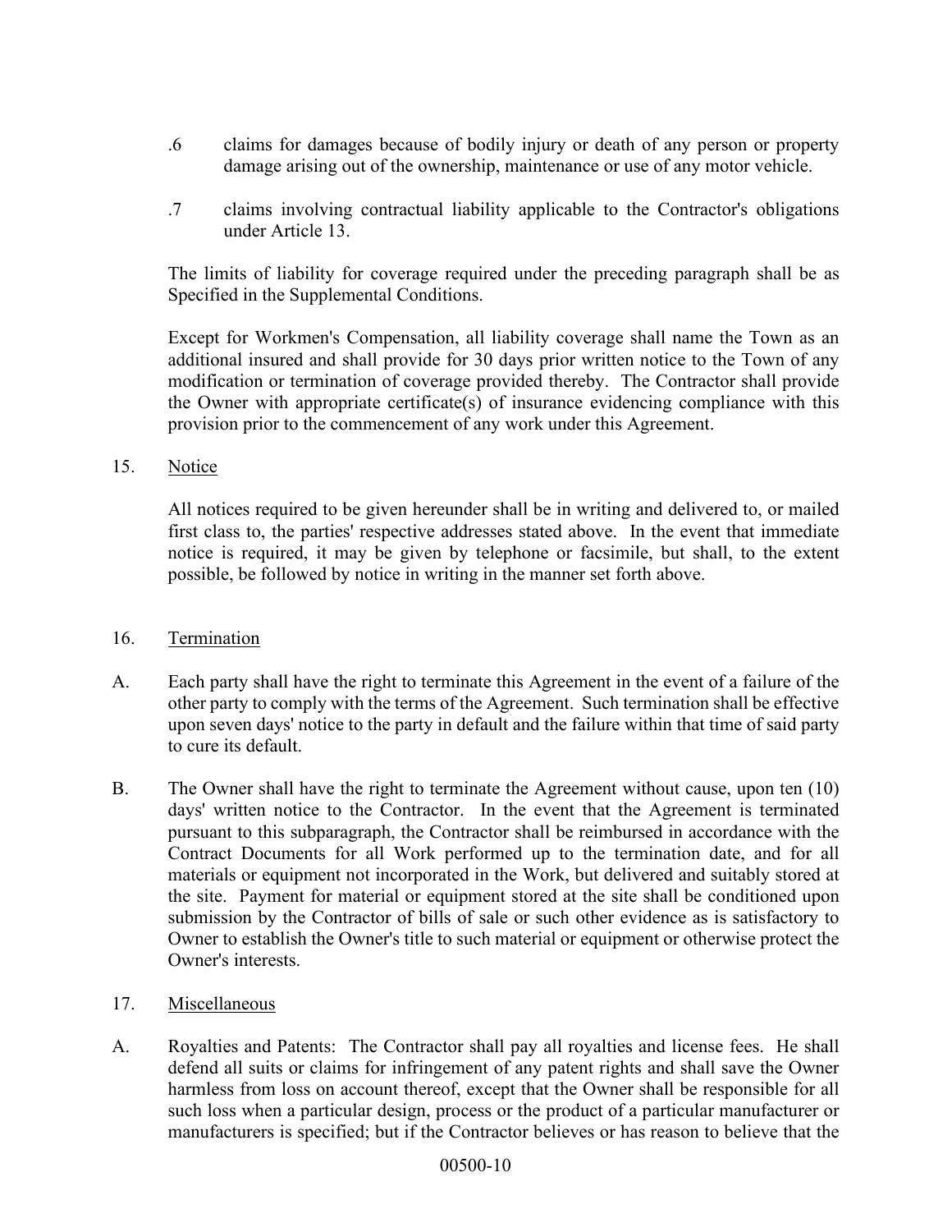.6 claims for damages because of bodily injury or death of any person or property damage arising out of the ownership, maintenance or use of any motor vehicle.

.7 claims involving contractual liability applicable to the Contractor's obligations under Article 13.

The limits of liability for coverage required under the preceding paragraph shall be as Specified in the Supplemental Conditions.

Except for Workmen's Compensation, all liability coverage shall name the Town as an additional insured and shall provide for 30 days prior written notice to the Town of any modification or termination of coverage provided thereby. The Contractor shall provide the Owner with appropriate certificate(s) of insurance evidencing compliance with this provision prior to the commencement of any work under this Agreement.

15. Notice

All notices required to be given hereunder shall be in writing and delivered to, or mailed first class to, the parties' respective addresses stated above. In the event that immediate notice is required, it may be given by telephone or facsimile, but shall, to the extent possible, be followed by notice in writing in the manner set forth above.

16. Termination

A. Each party shall have the right to terminate this Agreement in the event of a failure of the other party to comply with the terms of the Agreement. Such termination shall be effective upon seven days' notice to the party in default and the failure within that time of said party to cure its default.

B. The Owner shall have the right to terminate the Agreement without cause, upon ten (10) days' written notice to the Contractor. In the event that the Agreement is terminated pursuant to this subparagraph, the Contractor shall be reimbursed in accordance with the Contract Documents for all Work performed up to the termination date, and for all materials or equipment not incorporated in the Work, but delivered and suitably stored at the site. Payment for material or equipment stored at the site shall be conditioned upon submission by the Contractor of bills of sale or such other evidence as is satisfactory to Owner to establish the Owner's title to such material or equipment or otherwise protect the Owner's interests.

17. Miscellaneous

A. Royalties and Patents: The Contractor shall pay all royalties and license fees. He shall defend all suits or claims for infringement of any patent rights and shall save the Owner harmless from loss on account thereof, except that the Owner shall be responsible for all such loss when a particular design, process or the product of a particular manufacturer or manufacturers is specified; but if the Contractor believes or has reason to believe that the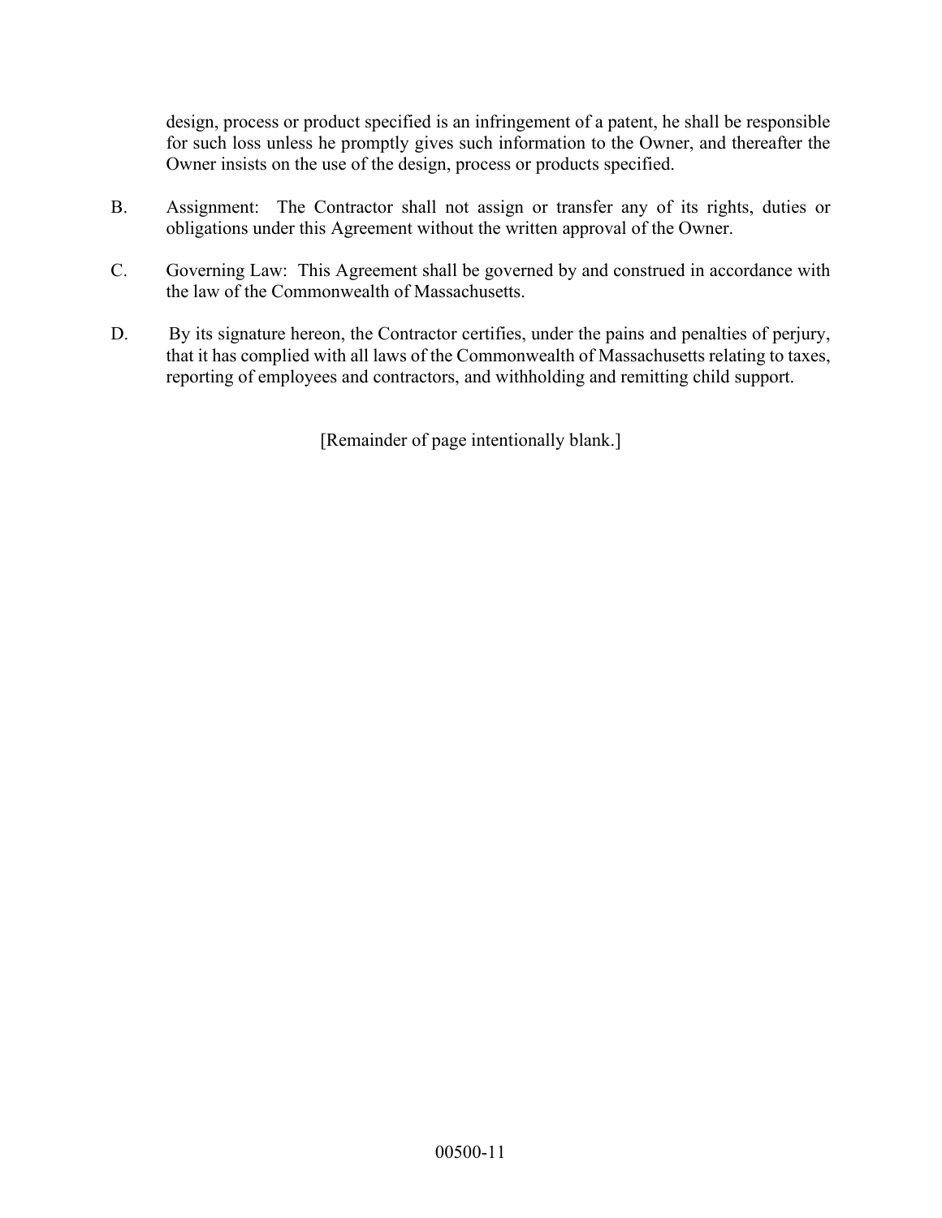design, process or product specified is an infringement of a patent, he shall be responsible for such loss unless he promptly gives such information to the Owner, and thereafter the Owner insists on the use of the design, process or products specified.

B. Assignment: The Contractor shall not assign or transfer any of its rights, duties or obligations under this Agreement without the written approval of the Owner.

C. Governing Law: This Agreement shall be governed by and construed in accordance with the law of the Commonwealth of Massachusetts.

D. By its signature hereon, the Contractor certifies, under the pains and penalties of perjury, that it has complied with all laws of the Commonwealth of Massachusetts relating to taxes, reporting of employees and contractors, and withholding and remitting child support.

[Remainder of page intentionally blank.]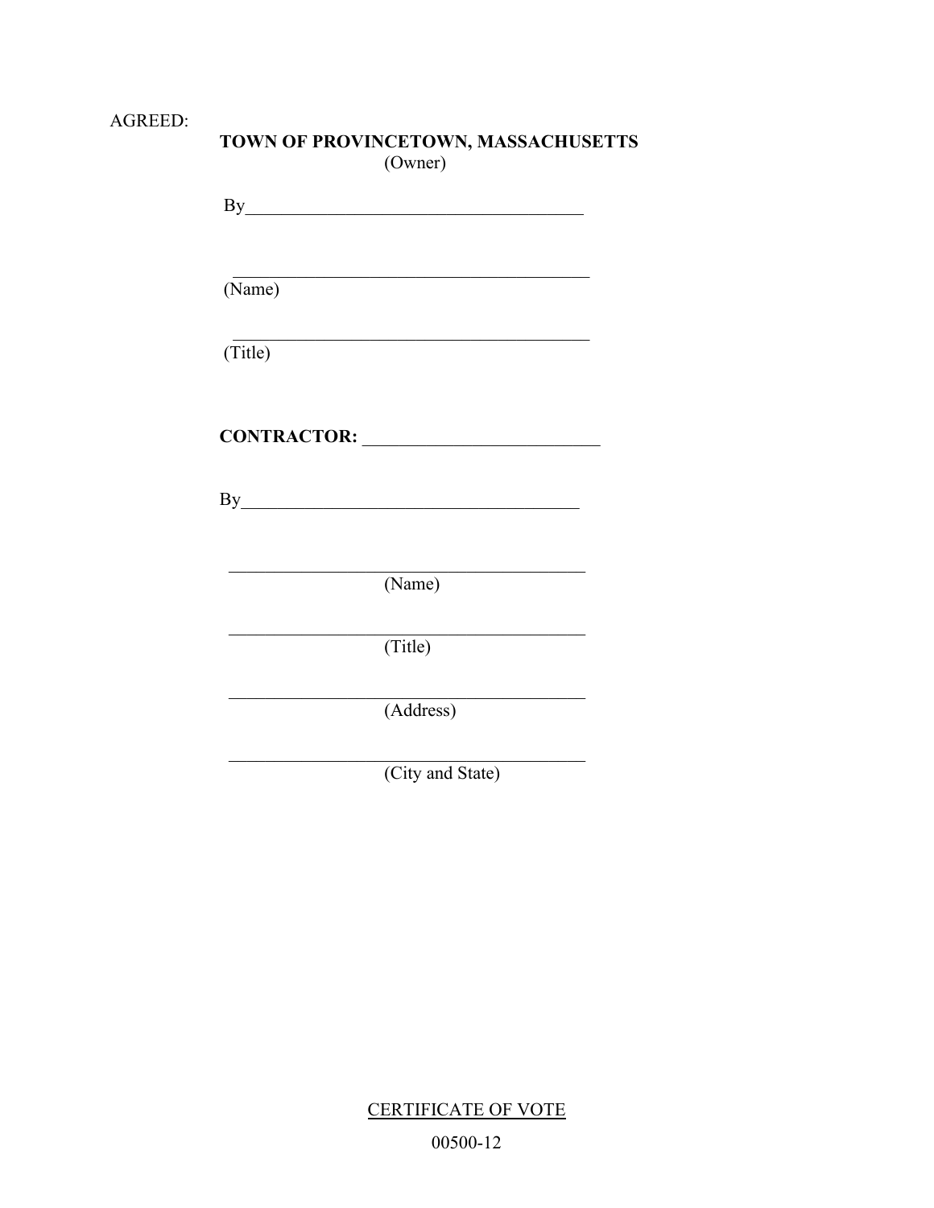AGREED:

**TOWN OF PROVINCETOWN, MASSACHUSETTS**
(Owner)

By_____________________________________

_______________________________________
(Name)

_______________________________________
(Title)

**CONTRACTOR:** __________________________

By_____________________________________

_______________________________________
(Name)

_______________________________________
(Title)

_______________________________________
(Address)

_______________________________________
(City and State)

CERTIFICATE OF VOTE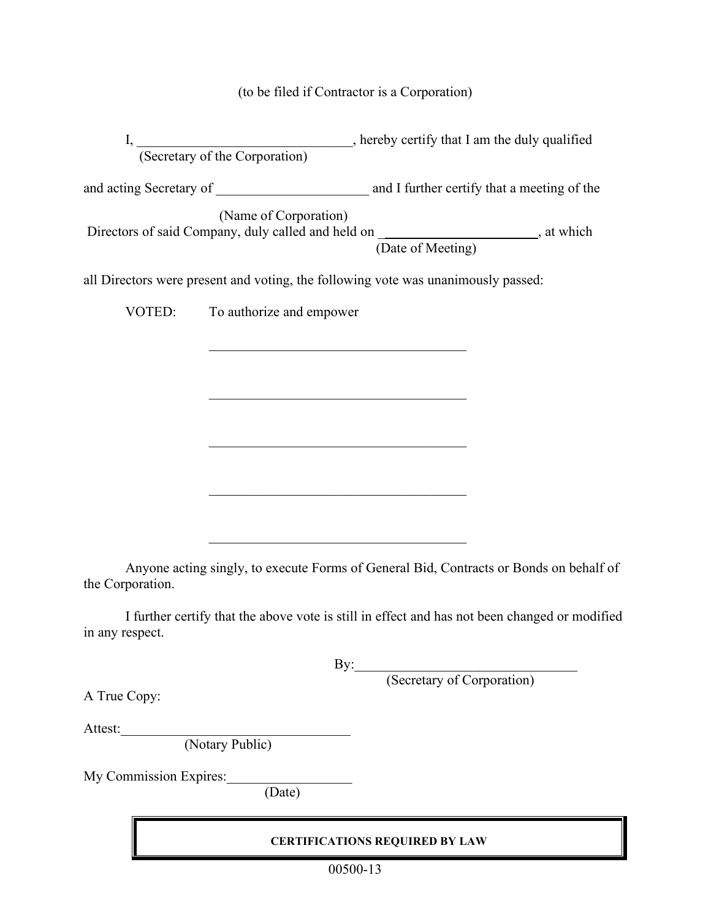(to be filed if Contractor is a Corporation)

I, _______________________________, hereby certify that I am the duly qualified
(Secretary of the Corporation)

and acting Secretary of ______________________ and I further certify that a meeting of the
(Name of Corporation)

Directors of said Company, duly called and held on _______________________, at which
(Date of Meeting)

all Directors were present and voting, the following vote was unanimously passed:

VOTED: To authorize and empower

_____________________________________

_____________________________________

_____________________________________

_____________________________________

_____________________________________

Anyone acting singly, to execute Forms of General Bid, Contracts or Bonds on behalf of the Corporation.

I further certify that the above vote is still in effect and has not been changed or modified in any respect.

By:________________________________
(Secretary of Corporation)

A True Copy:

Attest:_________________________________
(Notary Public)

My Commission Expires:__________________
(Date)

**CERTIFICATIONS REQUIRED BY LAW**

00500-13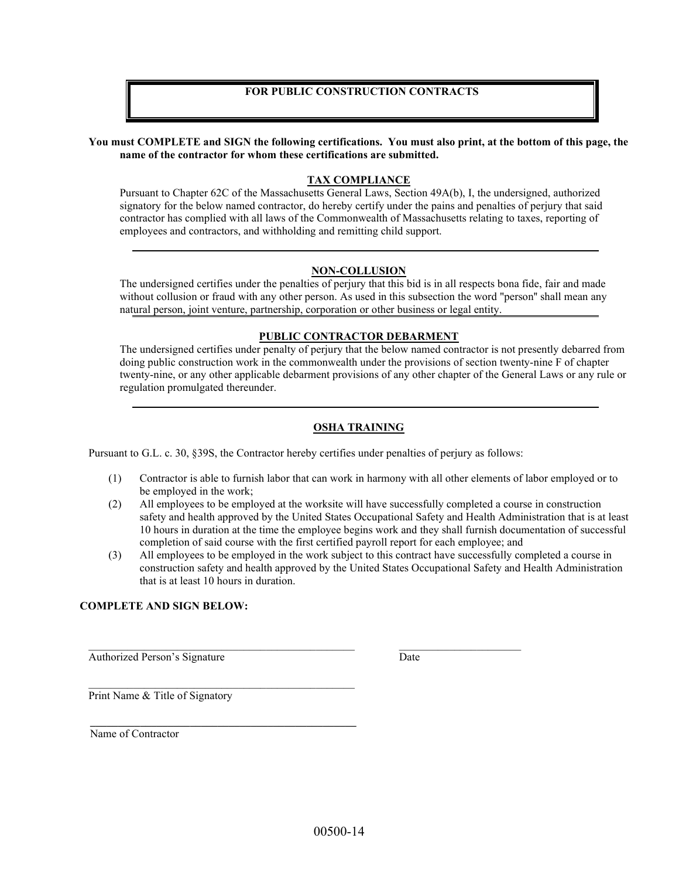# FOR PUBLIC CONSTRUCTION CONTRACTS

**You must COMPLETE and SIGN the following certifications. You must also print, at the bottom of this page, the name of the contractor for whom these certifications are submitted.**

## TAX COMPLIANCE

Pursuant to Chapter 62C of the Massachusetts General Laws, Section 49A(b), I, the undersigned, authorized signatory for the below named contractor, do hereby certify under the pains and penalties of perjury that said contractor has complied with all laws of the Commonwealth of Massachusetts relating to taxes, reporting of employees and contractors, and withholding and remitting child support.

---

## NON-COLLUSION

The undersigned certifies under the penalties of perjury that this bid is in all respects bona fide, fair and made without collusion or fraud with any other person. As used in this subsection the word "person" shall mean any natural person, joint venture, partnership, corporation or other business or legal entity.

---

## PUBLIC CONTRACTOR DEBARMENT

The undersigned certifies under penalty of perjury that the below named contractor is not presently debarred from doing public construction work in the commonwealth under the provisions of section twenty-nine F of chapter twenty-nine, or any other applicable debarment provisions of any other chapter of the General Laws or any rule or regulation promulgated thereunder.

---

## OSHA TRAINING

Pursuant to G.L. c. 30, §39S, the Contractor hereby certifies under penalties of perjury as follows:

(1) Contractor is able to furnish labor that can work in harmony with all other elements of labor employed or to be employed in the work;

(2) All employees to be employed at the worksite will have successfully completed a course in construction safety and health approved by the United States Occupational Safety and Health Administration that is at least 10 hours in duration at the time the employee begins work and they shall furnish documentation of successful completion of said course with the first certified payroll report for each employee; and

(3) All employees to be employed in the work subject to this contract have successfully completed a course in construction safety and health approved by the United States Occupational Safety and Health Administration that is at least 10 hours in duration.

**COMPLETE AND SIGN BELOW:**

_________________________________________________ &nbsp;&nbsp;&nbsp;&nbsp; ______________________
Authorized Person's Signature &nbsp;&nbsp;&nbsp;&nbsp; Date

_________________________________________________
Print Name & Title of Signatory

_________________________________________________
Name of Contractor

00500-14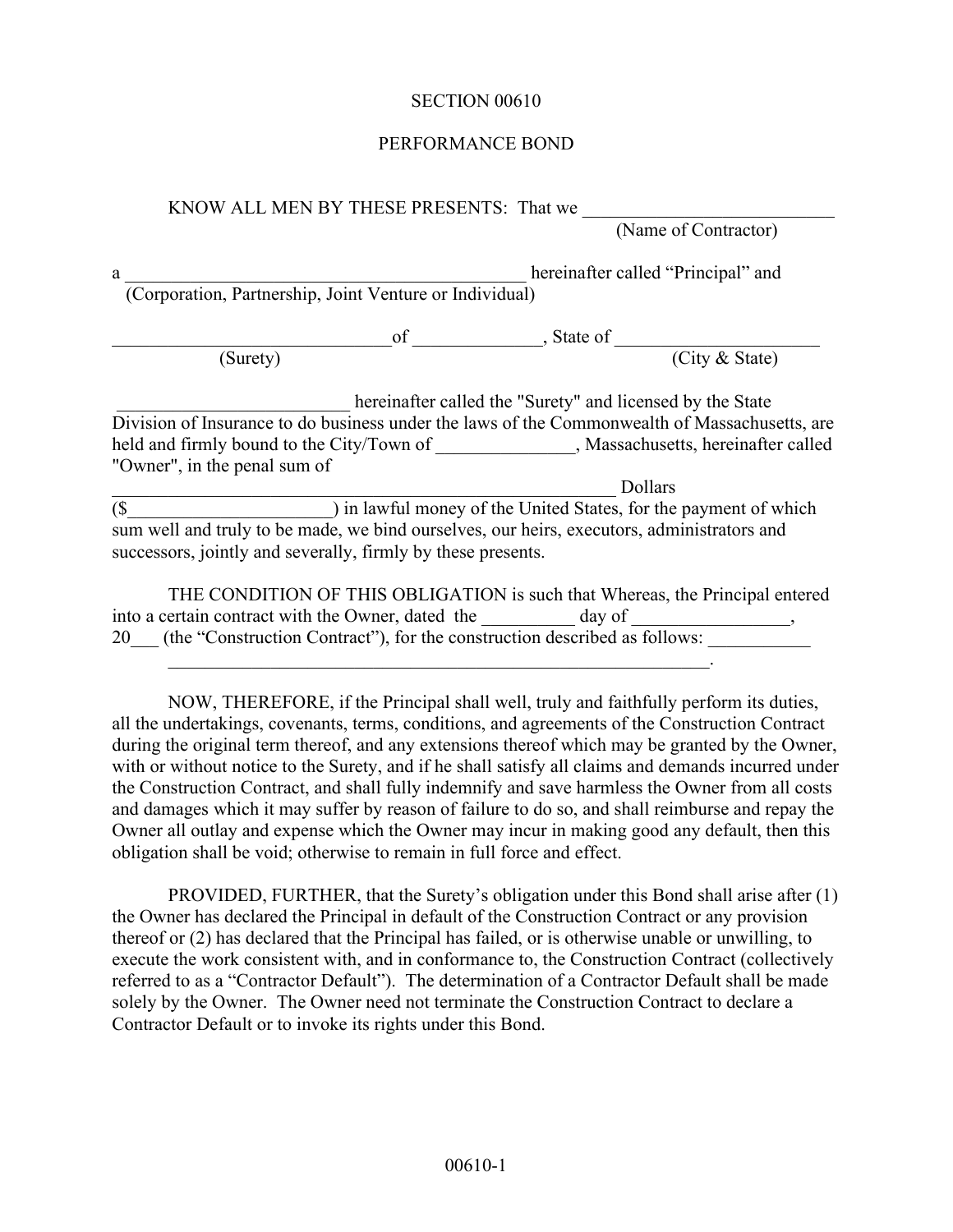SECTION 00610

PERFORMANCE BOND

KNOW ALL MEN BY THESE PRESENTS: That we ___________________________
(Name of Contractor)

a ____________________________________________ hereinafter called "Principal" and
(Corporation, Partnership, Joint Venture or Individual)

______________________________of ______________, State of ______________________
(Surety) (City & State)

_________________________ hereinafter called the "Surety" and licensed by the State Division of Insurance to do business under the laws of the Commonwealth of Massachusetts, are held and firmly bound to the City/Town of _______________, Massachusetts, hereinafter called "Owner", in the penal sum of
_________________________________________________ Dollars
($______________________) in lawful money of the United States, for the payment of which sum well and truly to be made, we bind ourselves, our heirs, executors, administrators and successors, jointly and severally, firmly by these presents.

THE CONDITION OF THIS OBLIGATION is such that Whereas, the Principal entered into a certain contract with the Owner, dated the __________ day of _________________, 20___ (the "Construction Contract"), for the construction described as follows: ___________
_____________________________________________________________.

NOW, THEREFORE, if the Principal shall well, truly and faithfully perform its duties, all the undertakings, covenants, terms, conditions, and agreements of the Construction Contract during the original term thereof, and any extensions thereof which may be granted by the Owner, with or without notice to the Surety, and if he shall satisfy all claims and demands incurred under the Construction Contract, and shall fully indemnify and save harmless the Owner from all costs and damages which it may suffer by reason of failure to do so, and shall reimburse and repay the Owner all outlay and expense which the Owner may incur in making good any default, then this obligation shall be void; otherwise to remain in full force and effect.

PROVIDED, FURTHER, that the Surety's obligation under this Bond shall arise after (1) the Owner has declared the Principal in default of the Construction Contract or any provision thereof or (2) has declared that the Principal has failed, or is otherwise unable or unwilling, to execute the work consistent with, and in conformance to, the Construction Contract (collectively referred to as a "Contractor Default"). The determination of a Contractor Default shall be made solely by the Owner. The Owner need not terminate the Construction Contract to declare a Contractor Default or to invoke its rights under this Bond.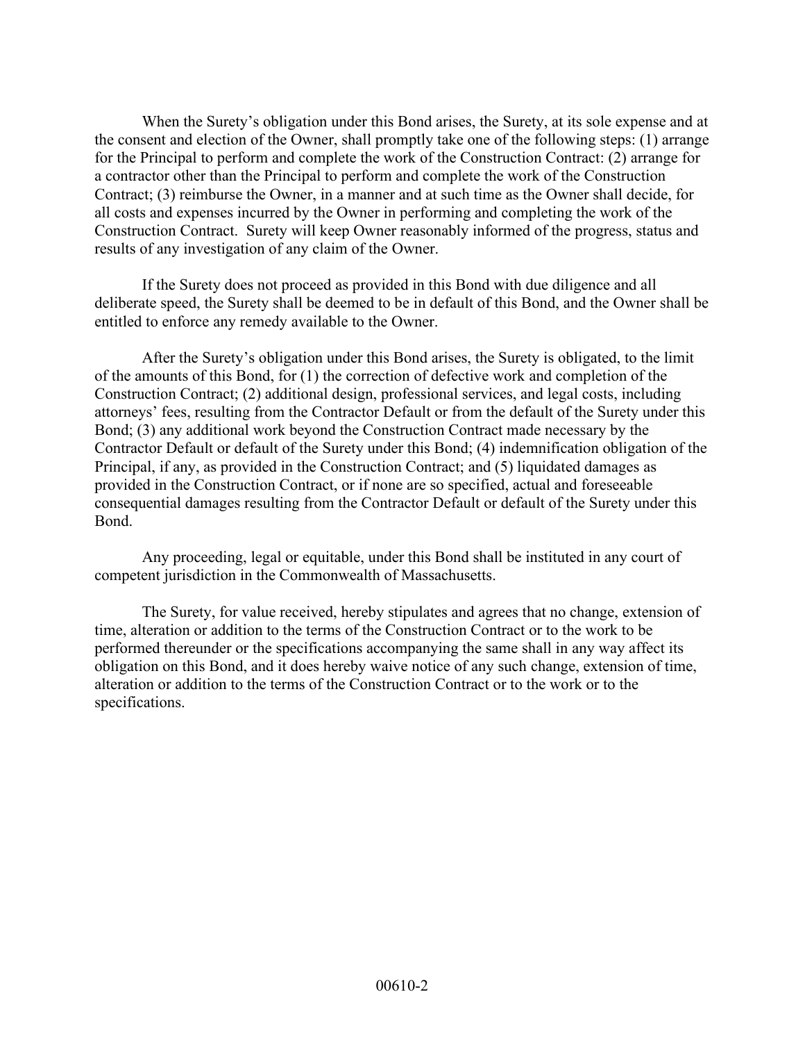When the Surety's obligation under this Bond arises, the Surety, at its sole expense and at the consent and election of the Owner, shall promptly take one of the following steps: (1) arrange for the Principal to perform and complete the work of the Construction Contract: (2) arrange for a contractor other than the Principal to perform and complete the work of the Construction Contract; (3) reimburse the Owner, in a manner and at such time as the Owner shall decide, for all costs and expenses incurred by the Owner in performing and completing the work of the Construction Contract. Surety will keep Owner reasonably informed of the progress, status and results of any investigation of any claim of the Owner.

If the Surety does not proceed as provided in this Bond with due diligence and all deliberate speed, the Surety shall be deemed to be in default of this Bond, and the Owner shall be entitled to enforce any remedy available to the Owner.

After the Surety's obligation under this Bond arises, the Surety is obligated, to the limit of the amounts of this Bond, for (1) the correction of defective work and completion of the Construction Contract; (2) additional design, professional services, and legal costs, including attorneys' fees, resulting from the Contractor Default or from the default of the Surety under this Bond; (3) any additional work beyond the Construction Contract made necessary by the Contractor Default or default of the Surety under this Bond; (4) indemnification obligation of the Principal, if any, as provided in the Construction Contract; and (5) liquidated damages as provided in the Construction Contract, or if none are so specified, actual and foreseeable consequential damages resulting from the Contractor Default or default of the Surety under this Bond.

Any proceeding, legal or equitable, under this Bond shall be instituted in any court of competent jurisdiction in the Commonwealth of Massachusetts.

The Surety, for value received, hereby stipulates and agrees that no change, extension of time, alteration or addition to the terms of the Construction Contract or to the work to be performed thereunder or the specifications accompanying the same shall in any way affect its obligation on this Bond, and it does hereby waive notice of any such change, extension of time, alteration or addition to the terms of the Construction Contract or to the work or to the specifications.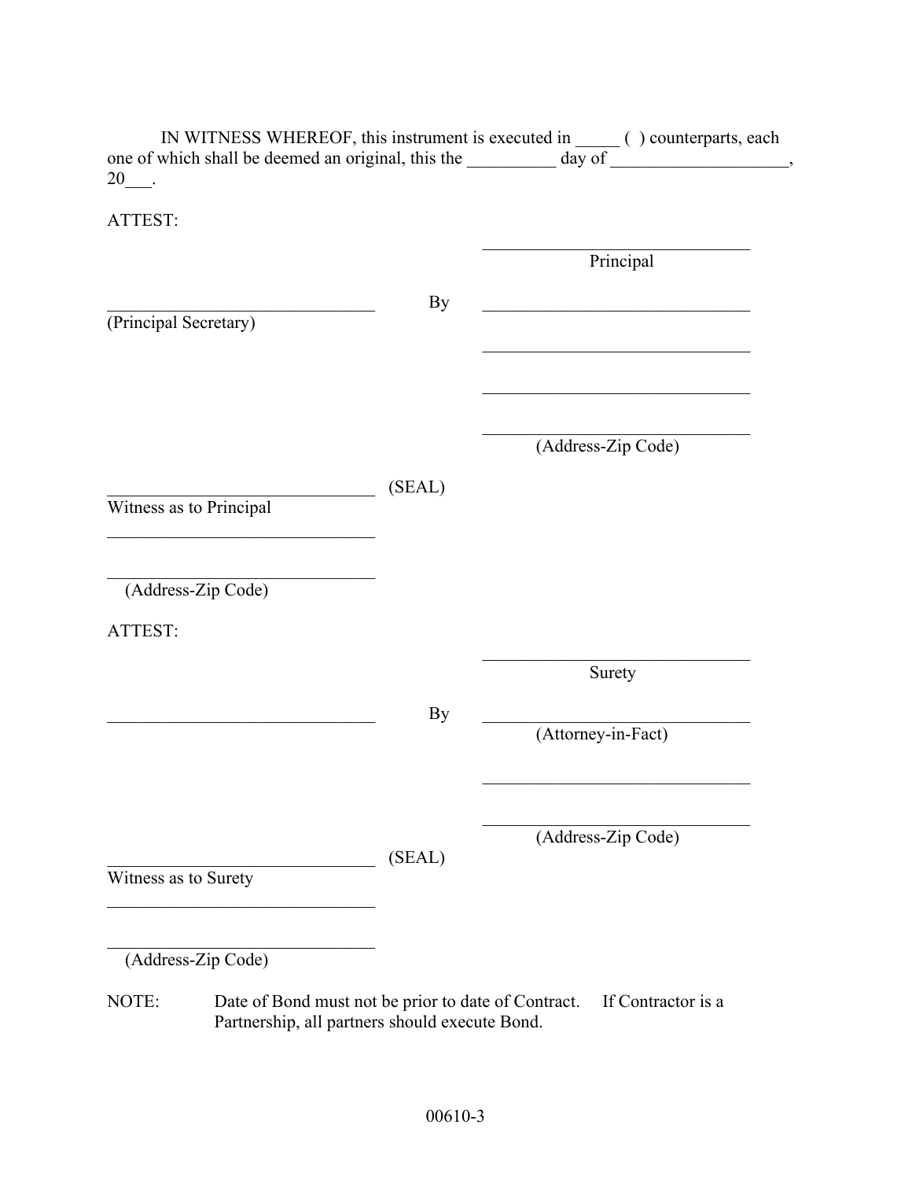IN WITNESS WHEREOF, this instrument is executed in _____ ( ) counterparts, each one of which shall be deemed an original, this the __________ day of ____________________, 20___.

ATTEST:

_______________________________
Principal

_______________________________ By _______________________________
(Principal Secretary)

_______________________________

_______________________________

_______________________________
(Address-Zip Code)

_______________________________ (SEAL)
Witness as to Principal

_______________________________

_______________________________
(Address-Zip Code)

ATTEST:

_______________________________
Surety

_______________________________ By _______________________________
(Attorney-in-Fact)

_______________________________

_______________________________
(Address-Zip Code)

_______________________________ (SEAL)
Witness as to Surety

_______________________________

_______________________________
(Address-Zip Code)

NOTE: Date of Bond must not be prior to date of Contract. If Contractor is a Partnership, all partners should execute Bond.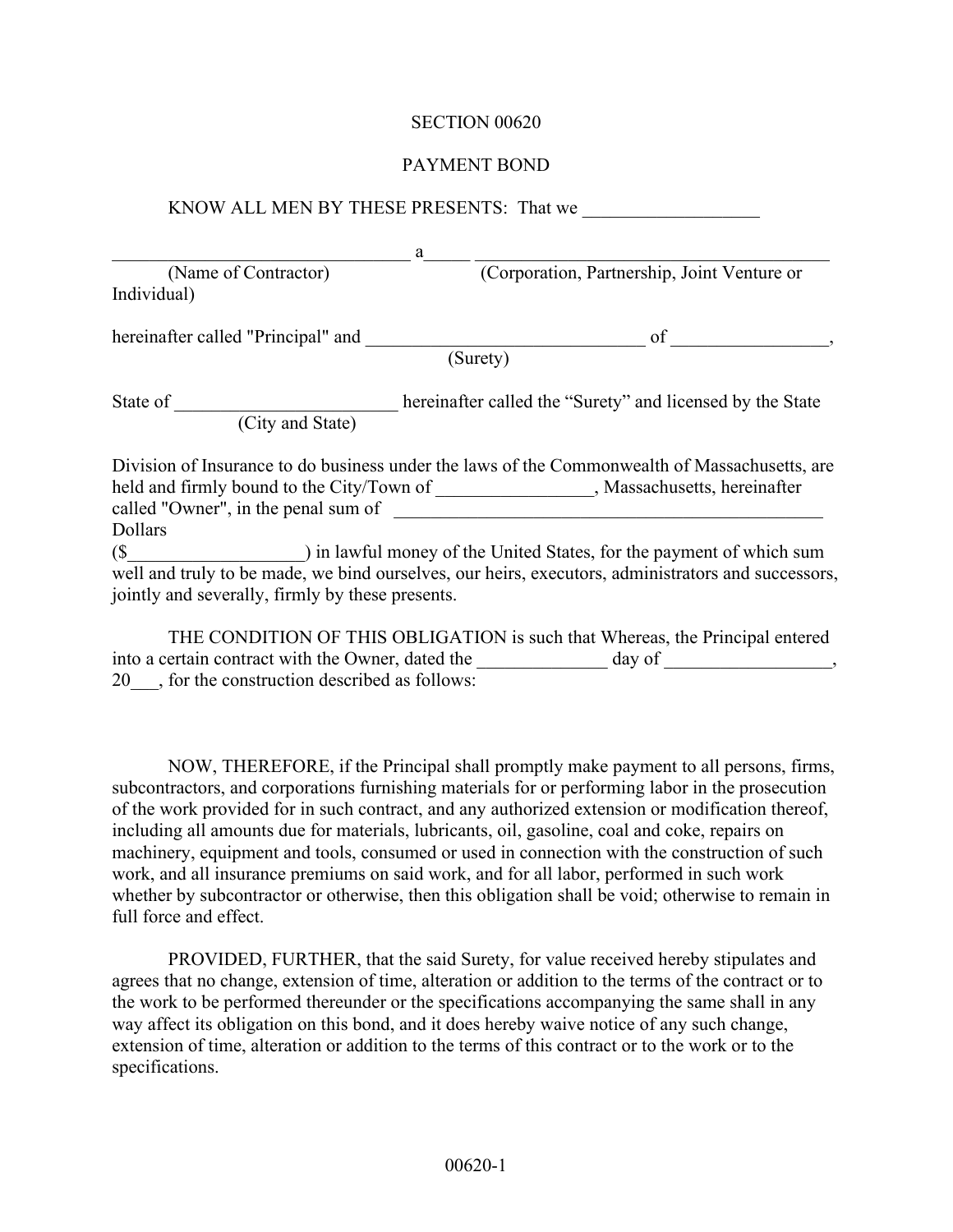SECTION 00620

PAYMENT BOND

KNOW ALL MEN BY THESE PRESENTS: That we ___________________

________________________________ a_____ ______________________________________
(Name of Contractor) (Corporation, Partnership, Joint Venture or Individual)

hereinafter called "Principal" and ______________________________ of _________________,
(Surety)

State of ________________________ hereinafter called the "Surety" and licensed by the State
(City and State)

Division of Insurance to do business under the laws of the Commonwealth of Massachusetts, are held and firmly bound to the City/Town of _________________, Massachusetts, hereinafter called "Owner", in the penal sum of _______________________________________________ Dollars ($___________________) in lawful money of the United States, for the payment of which sum well and truly to be made, we bind ourselves, our heirs, executors, administrators and successors, jointly and severally, firmly by these presents.

THE CONDITION OF THIS OBLIGATION is such that Whereas, the Principal entered into a certain contract with the Owner, dated the ______________ day of __________________, 20___, for the construction described as follows:

NOW, THEREFORE, if the Principal shall promptly make payment to all persons, firms, subcontractors, and corporations furnishing materials for or performing labor in the prosecution of the work provided for in such contract, and any authorized extension or modification thereof, including all amounts due for materials, lubricants, oil, gasoline, coal and coke, repairs on machinery, equipment and tools, consumed or used in connection with the construction of such work, and all insurance premiums on said work, and for all labor, performed in such work whether by subcontractor or otherwise, then this obligation shall be void; otherwise to remain in full force and effect.

PROVIDED, FURTHER, that the said Surety, for value received hereby stipulates and agrees that no change, extension of time, alteration or addition to the terms of the contract or to the work to be performed thereunder or the specifications accompanying the same shall in any way affect its obligation on this bond, and it does hereby waive notice of any such change, extension of time, alteration or addition to the terms of this contract or to the work or to the specifications.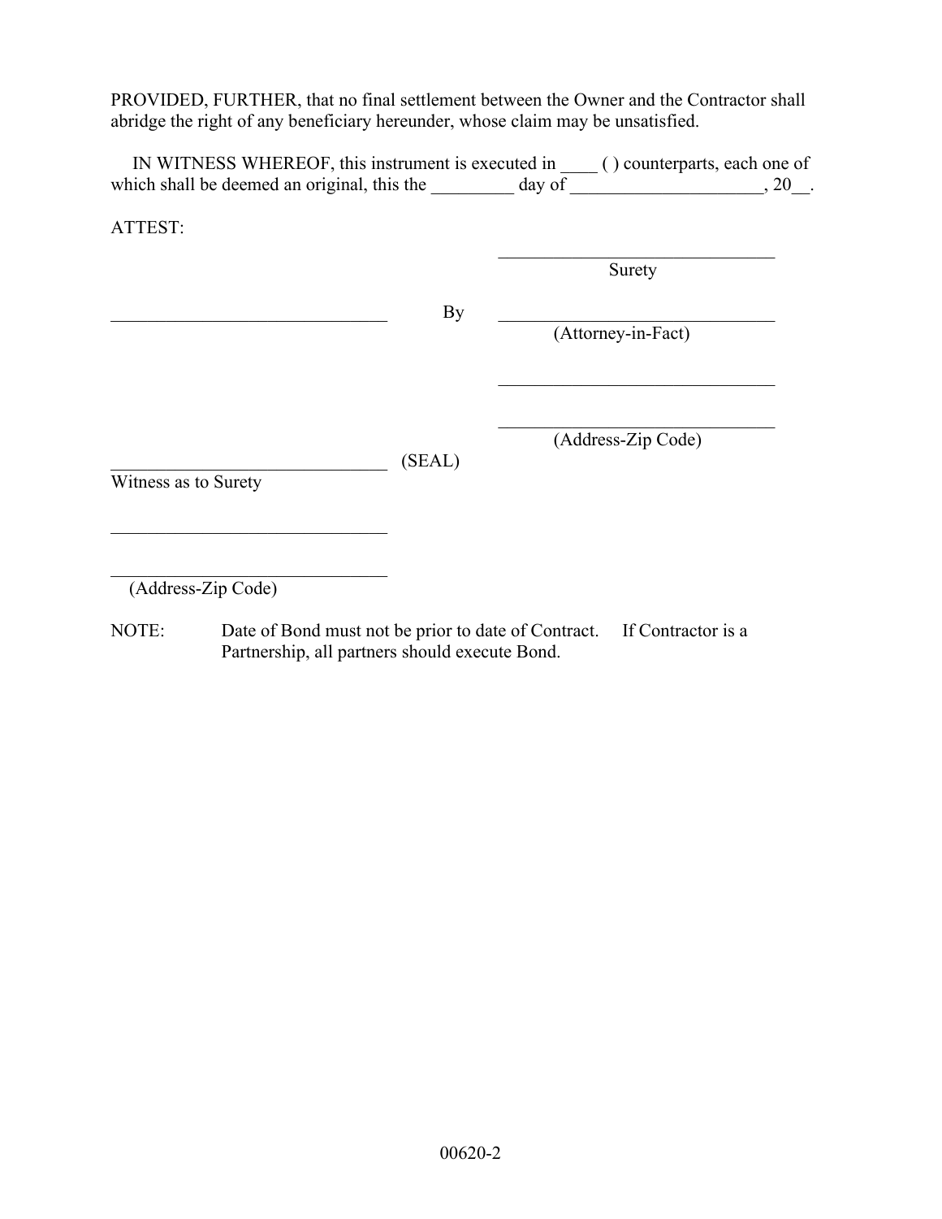PROVIDED, FURTHER, that no final settlement between the Owner and the Contractor shall abridge the right of any beneficiary hereunder, whose claim may be unsatisfied.

IN WITNESS WHEREOF, this instrument is executed in ____ ( ) counterparts, each one of which shall be deemed an original, this the _________ day of _____________________, 20__.

ATTEST:

| | | |
|---|---|---|
| | | ______________________________ Surety |
| ______________________________ | By | ______________________________ (Attorney-in-Fact) |
| | | ______________________________ |
| | | ______________________________ (Address-Zip Code) |
| ______________________________ Witness as to Surety | (SEAL) | |
| ______________________________ | | |
| ______________________________ (Address-Zip Code) | | |

NOTE: Date of Bond must not be prior to date of Contract. If Contractor is a Partnership, all partners should execute Bond.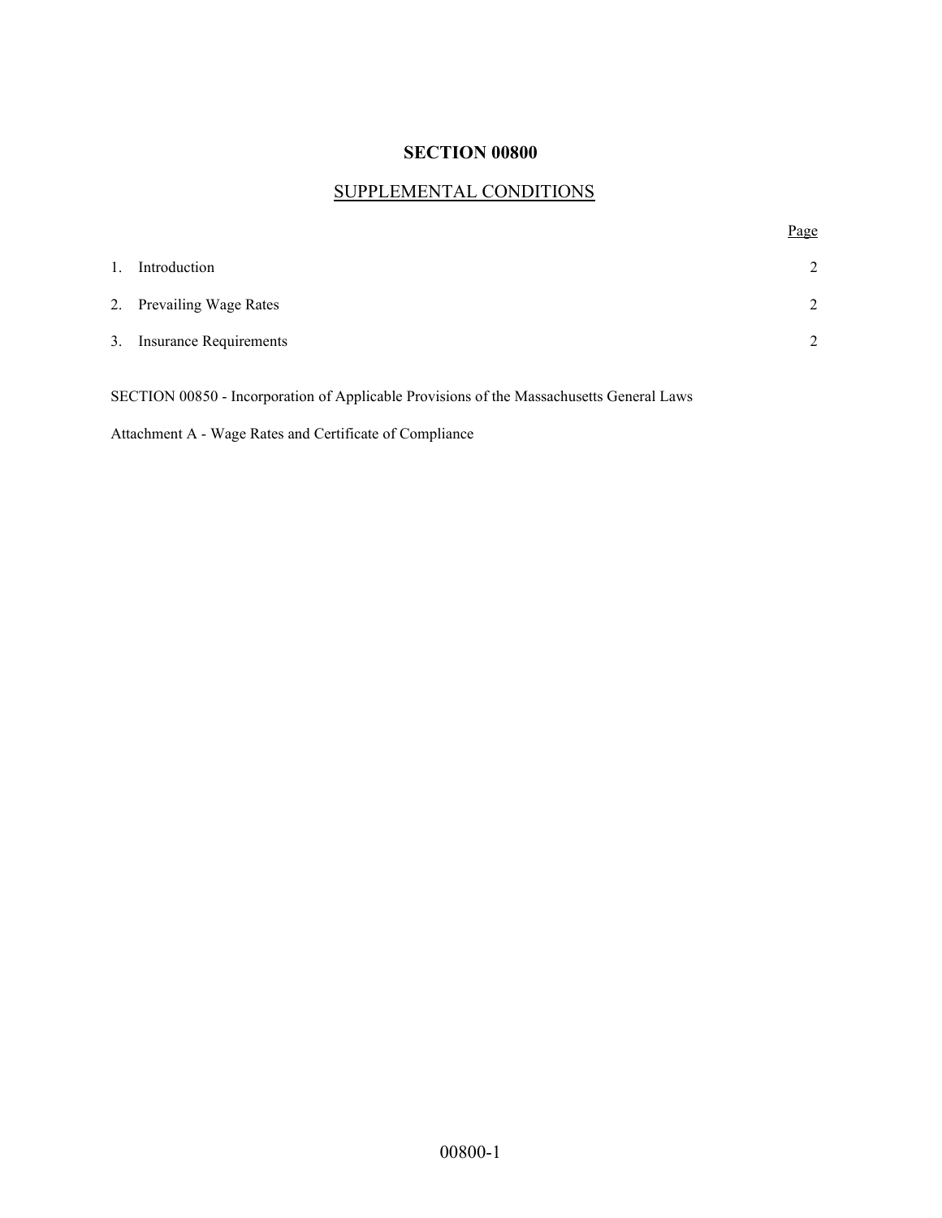# SECTION 00800

## SUPPLEMENTAL CONDITIONS

| | | Page |
|---|---|---|
| 1. | Introduction | 2 |
| 2. | Prevailing Wage Rates | 2 |
| 3. | Insurance Requirements | 2 |

SECTION 00850 - Incorporation of Applicable Provisions of the Massachusetts General Laws

Attachment A - Wage Rates and Certificate of Compliance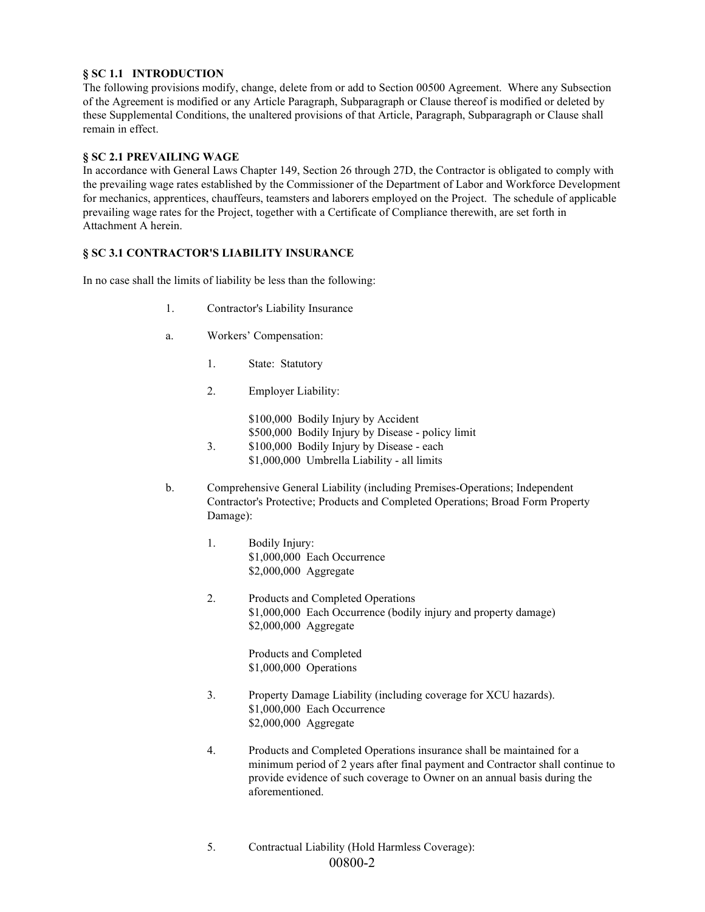### § SC 1.1 INTRODUCTION

The following provisions modify, change, delete from or add to Section 00500 Agreement. Where any Subsection of the Agreement is modified or any Article Paragraph, Subparagraph or Clause thereof is modified or deleted by these Supplemental Conditions, the unaltered provisions of that Article, Paragraph, Subparagraph or Clause shall remain in effect.

### § SC 2.1 PREVAILING WAGE

In accordance with General Laws Chapter 149, Section 26 through 27D, the Contractor is obligated to comply with the prevailing wage rates established by the Commissioner of the Department of Labor and Workforce Development for mechanics, apprentices, chauffeurs, teamsters and laborers employed on the Project. The schedule of applicable prevailing wage rates for the Project, together with a Certificate of Compliance therewith, are set forth in Attachment A herein.

### § SC 3.1 CONTRACTOR'S LIABILITY INSURANCE

In no case shall the limits of liability be less than the following:

1. Contractor's Liability Insurance

a. Workers' Compensation:

1. State: Statutory

2. Employer Liability:

   $100,000 Bodily Injury by Accident
   $500,000 Bodily Injury by Disease - policy limit

3. $100,000 Bodily Injury by Disease - each
   $1,000,000 Umbrella Liability - all limits

b. Comprehensive General Liability (including Premises-Operations; Independent Contractor's Protective; Products and Completed Operations; Broad Form Property Damage):

1. Bodily Injury:
   $1,000,000 Each Occurrence
   $2,000,000 Aggregate

2. Products and Completed Operations
   $1,000,000 Each Occurrence (bodily injury and property damage)
   $2,000,000 Aggregate

   Products and Completed
   $1,000,000 Operations

3. Property Damage Liability (including coverage for XCU hazards).
   $1,000,000 Each Occurrence
   $2,000,000 Aggregate

4. Products and Completed Operations insurance shall be maintained for a minimum period of 2 years after final payment and Contractor shall continue to provide evidence of such coverage to Owner on an annual basis during the aforementioned.

5. Contractual Liability (Hold Harmless Coverage):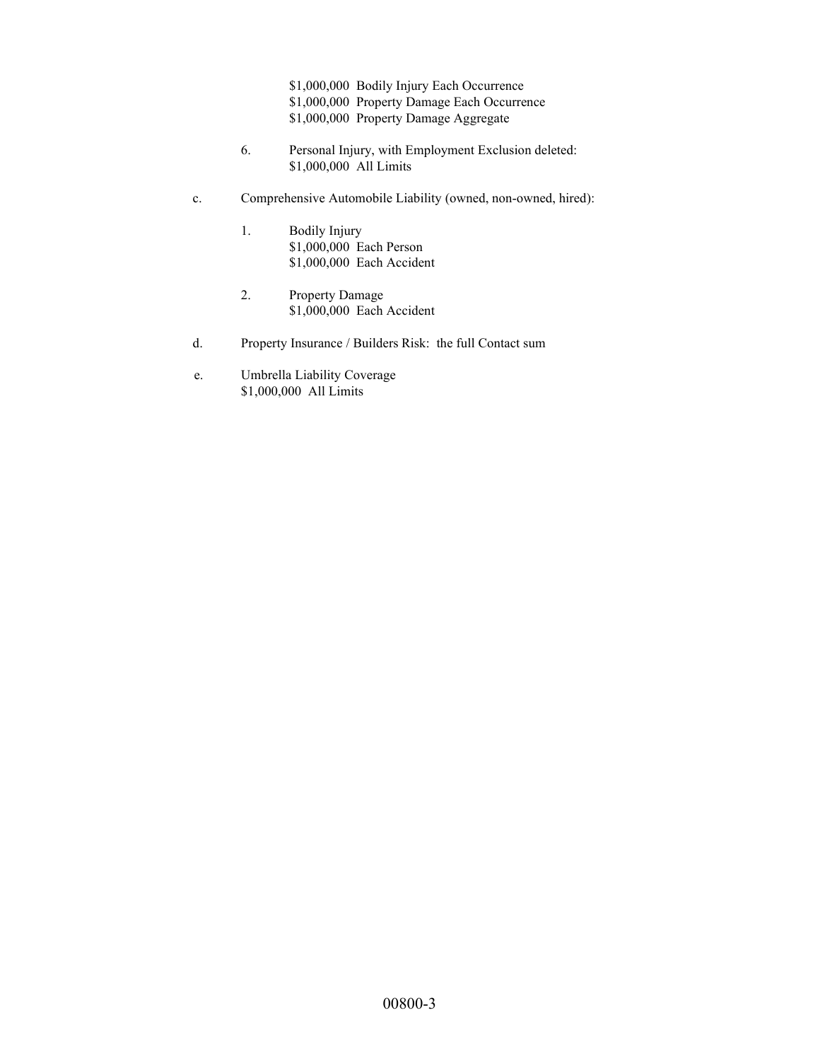$1,000,000 Bodily Injury Each Occurrence
$1,000,000 Property Damage Each Occurrence
$1,000,000 Property Damage Aggregate

6. Personal Injury, with Employment Exclusion deleted:
   $1,000,000 All Limits

c. Comprehensive Automobile Liability (owned, non-owned, hired):

   1. Bodily Injury
      $1,000,000 Each Person
      $1,000,000 Each Accident

   2. Property Damage
      $1,000,000 Each Accident

d. Property Insurance / Builders Risk: the full Contact sum

e. Umbrella Liability Coverage
   $1,000,000 All Limits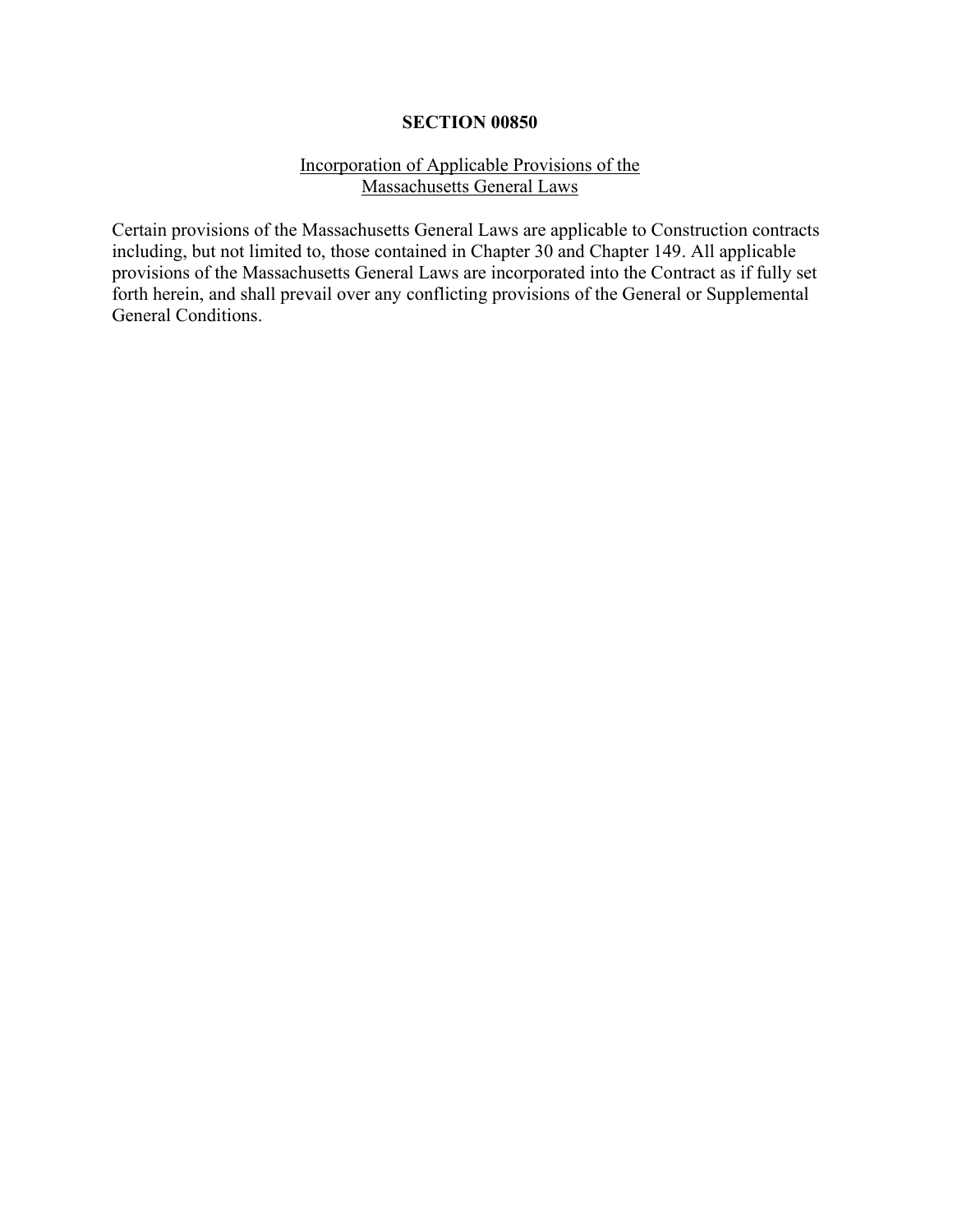# SECTION 00850

Incorporation of Applicable Provisions of the Massachusetts General Laws

Certain provisions of the Massachusetts General Laws are applicable to Construction contracts including, but not limited to, those contained in Chapter 30 and Chapter 149. All applicable provisions of the Massachusetts General Laws are incorporated into the Contract as if fully set forth herein, and shall prevail over any conflicting provisions of the General or Supplemental General Conditions.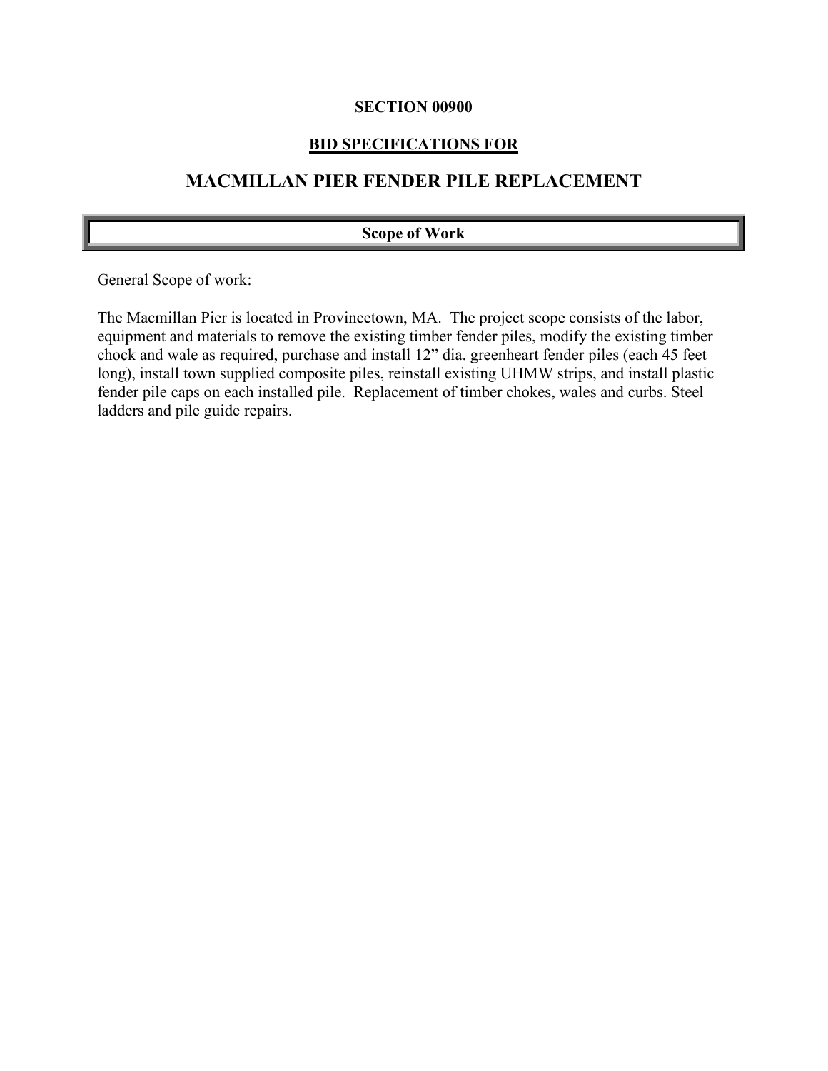**SECTION 00900**

**BID SPECIFICATIONS FOR**

# MACMILLAN PIER FENDER PILE REPLACEMENT

## Scope of Work

General Scope of work:

The Macmillan Pier is located in Provincetown, MA. The project scope consists of the labor, equipment and materials to remove the existing timber fender piles, modify the existing timber chock and wale as required, purchase and install 12" dia. greenheart fender piles (each 45 feet long), install town supplied composite piles, reinstall existing UHMW strips, and install plastic fender pile caps on each installed pile. Replacement of timber chokes, wales and curbs. Steel ladders and pile guide repairs.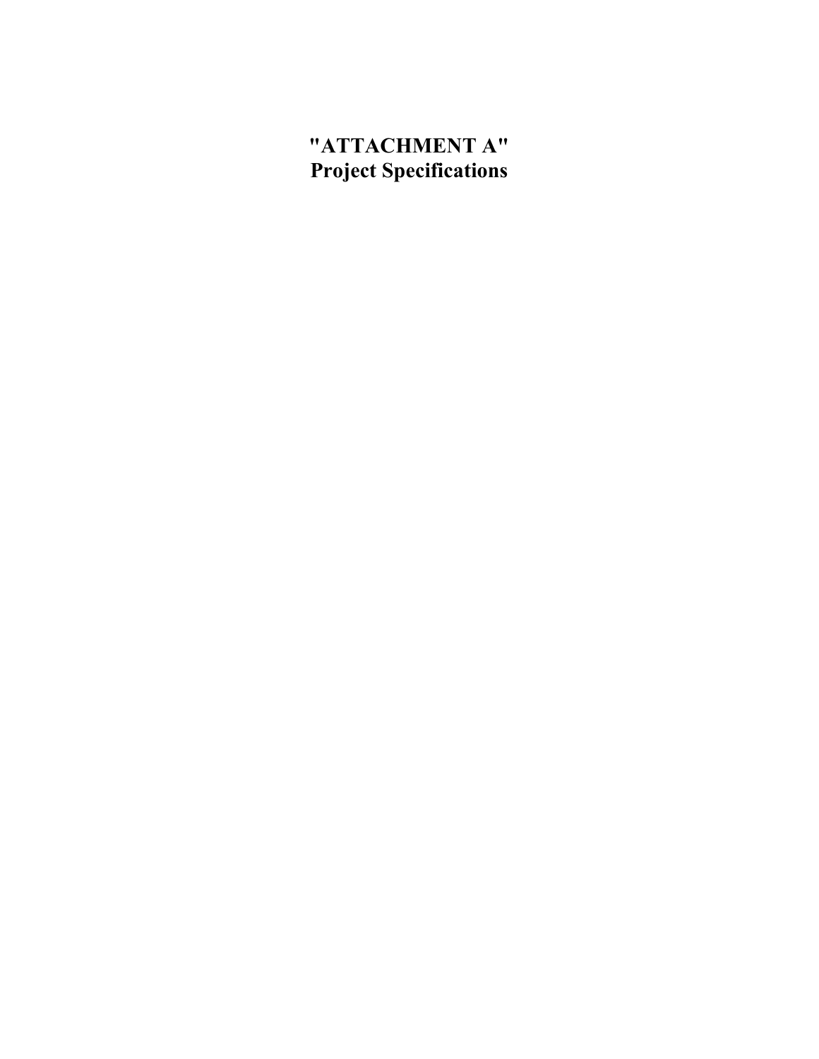# "ATTACHMENT A"
# Project Specifications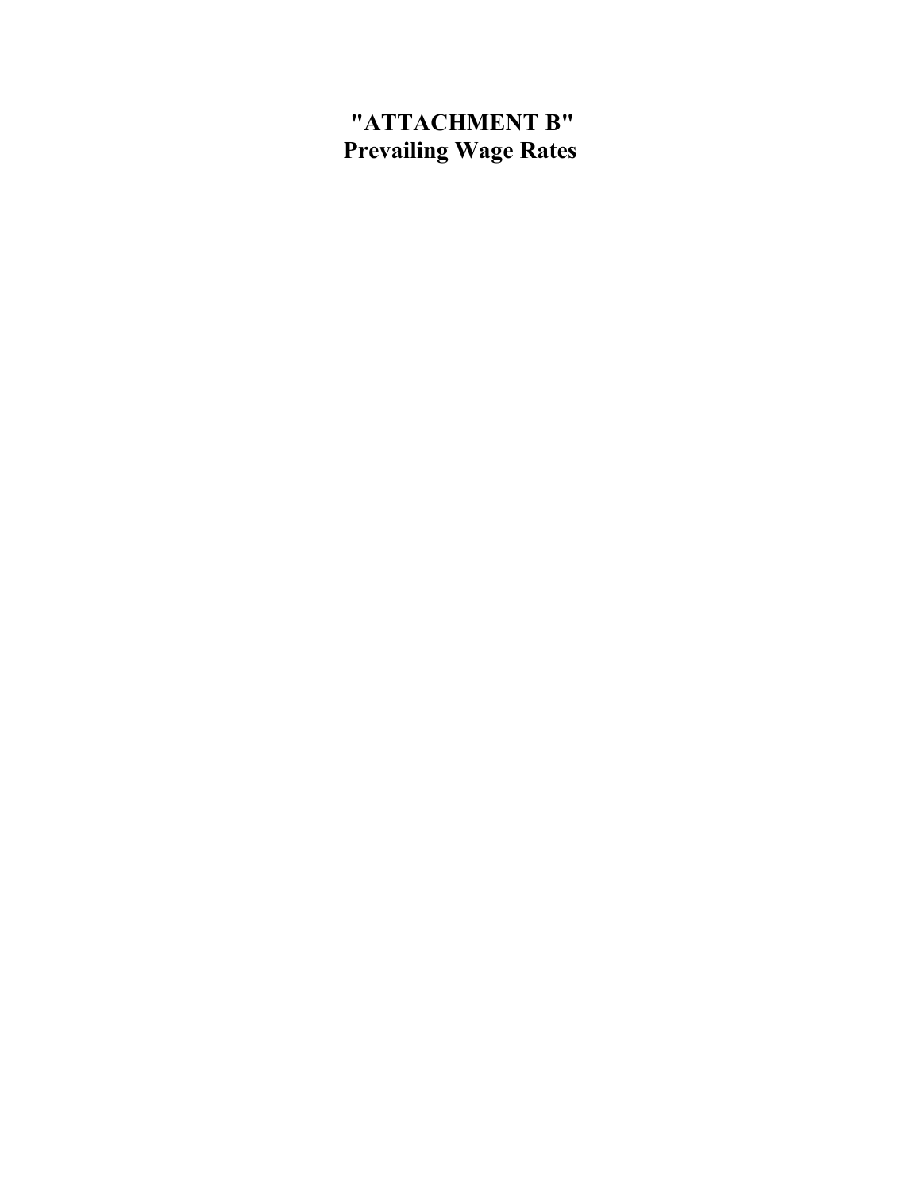# "ATTACHMENT B"
# Prevailing Wage Rates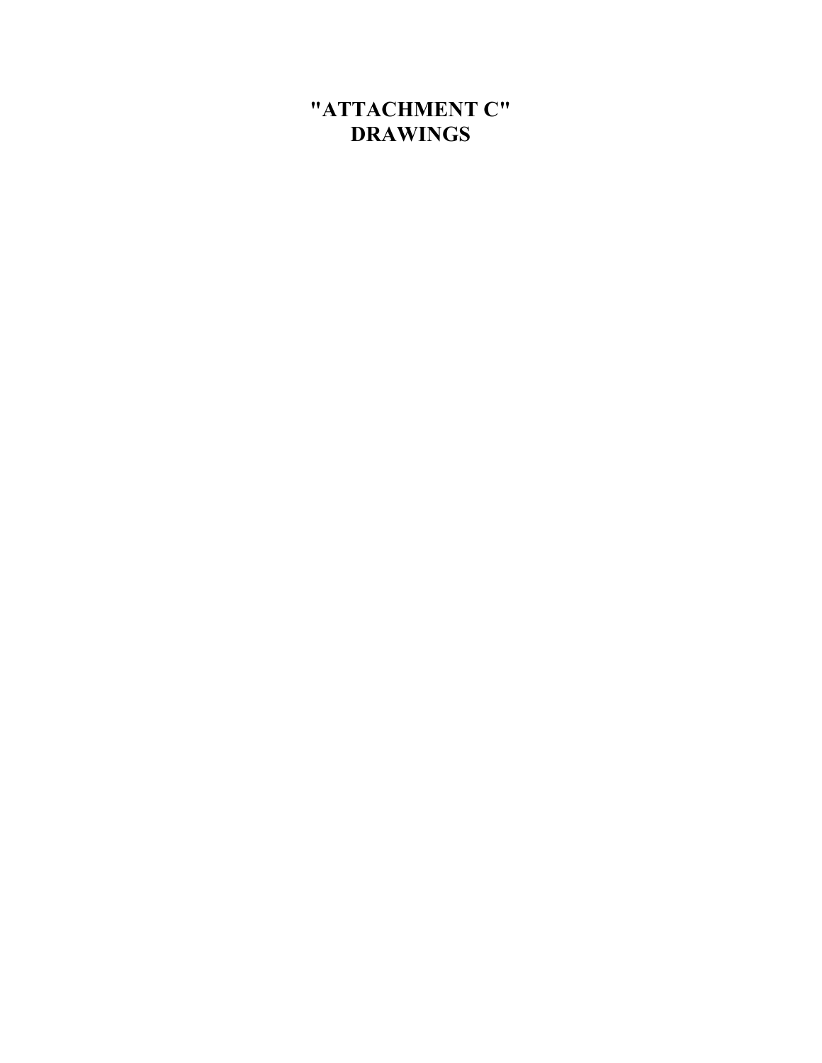# "ATTACHMENT C"
# DRAWINGS